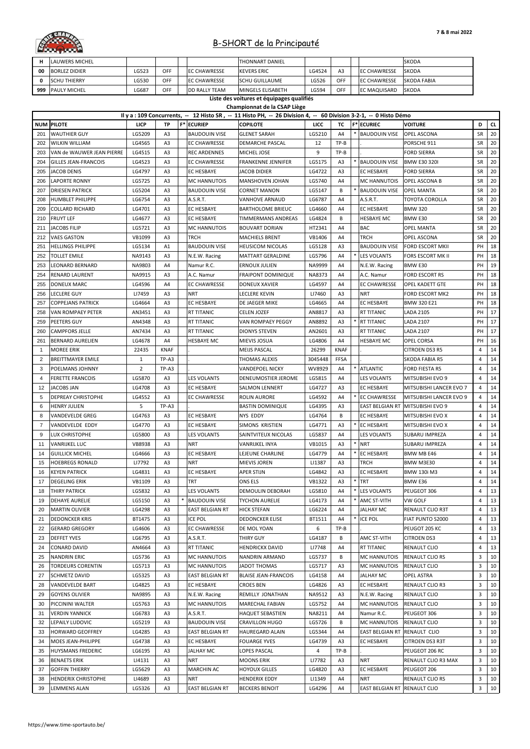7 & 8 mai 2022

# B-SHORT de la Principauté

| | | | | | | | | | | | |
|---|---|---|---|---|---|---|---|---|---|---|---|
| H | LAUWERS MICHEL | | | | | THONNART DANIEL | | | | | SKODA |
| 00 | BORLEZ DIDIER | LG523 | OFF | | EC CHAWRESSE | KEVERS ERIC | LG4524 | A3 | | EC CHAWRESSE | SKODA |
| 0 | SCHU THIERRY | LG530 | OFF | | EC CHAWRESSE | SCHU GUILLAUME | LG526 | OFF | | EC CHAWRESSE | SKODA FABIA |
| 999 | PAULY MICHEL | LG687 | OFF | | DD RALLY TEAM | MINGELS ELISABETH | LG594 | OFF | | EC MAQUISARD | SKODA |

**Liste des voitures et équipages qualifiés**

**Championnat de la CSAP Liège**

**Il y a : 109 Concurrents, -- 12 Histo SR , -- 11 Histo PH, -- 26 Division 4, -- 60 Division 3-2-1, -- 0 Histo Démo**

| NUM | PILOTE | LICP | TP | F* | ECURIEP | COPILOTE | LICC | TC | F* | ECURIEC | VOITURE | D | CL |
|---|---|---|---|---|---|---|---|---|---|---|---|---|---|
| 201 | WAUTHIER GUY | LG5209 | A3 | | BAUDOUIN VISE | GLENET SARAH | LG5210 | A4 | * | BAUDOUIN VISE | OPEL ASCONA | SR | 20 |
| 202 | WILKIN WILLIAM | LG4565 | A3 | | EC CHAWRESSE | DEMARCHE PASCAL | 12 | TP-B | | . | PORSCHE 911 | SR | 20 |
| 203 | VAN de WAUWER JEAN PIERRE | LG4515 | A3 | | REC ARDENNES | MICHEL JOSE | 9 | TP-B | | . | FORD SIERRA | SR | 20 |
| 204 | GILLES JEAN-FRANCOIS | LG4523 | A3 | | EC CHAWRESSE | FRANKENNE JENNIFER | LG5175 | A3 | * | BAUDOUIN VISE | BMW E30 320I | SR | 20 |
| 205 | JACOB DENIS | LG4797 | A3 | | EC HESBAYE | JACOB DIDIER | LG4722 | A3 | | EC HESBAYE | FORD SIERRA | SR | 20 |
| 206 | LAPORTE RONNY | LG5725 | A3 | | MC HANNUTOIS | MANSHOVEN JOHAN | LG5740 | A4 | | MC HANNUTOIS | OPEL ASCONA B | SR | 20 |
| 207 | DRIESEN PATRICK | LG5204 | A3 | | BAUDOUIN VISE | CORNET MANON | LG5147 | B | * | BAUDOUIN VISE | OPEL MANTA | SR | 20 |
| 208 | HUMBLET PHILIPPE | LG6754 | A3 | | A.S.R.T. | VANHOVE ARNAUD | LG6787 | A4 | | A.S.R.T. | TOYOTA COROLLA | SR | 20 |
| 209 | COLLARD RICHARD | LG4701 | A3 | | EC HESBAYE | BARTHOLOME BRIEUC | LG4660 | A4 | | EC HESBAYE | BMW 320 | SR | 20 |
| 210 | FRUYT LEF | LG4677 | A3 | | EC HESBAYE | TIMMERMANS ANDREAS | LG4824 | B | | HESBAYE MC | BMW E30 | SR | 20 |
| 211 | JACOBS FILIP | LG5721 | A3 | | MC HANNUTOIS | BOUVART DORIAN | HT2341 | A4 | | BAC | OPEL MANTA | SR | 20 |
| 212 | VAES GASTON | VB1099 | A3 | | TRCH | MACHIELS BRENT | VB1406 | A4 | | TRCH | OPEL ASCONA | SR | 20 |
| 251 | HELLINGS PHILIPPE | LG5134 | A1 | | BAUDOUIN VISE | HEUSICOM NICOLAS | LG5128 | A3 | | BAUDOUIN VISE | FORD ESCORT MKII | PH | 18 |
| 252 | TOLLET EMILE | NA9143 | A3 | | N.E.W. Racing | MATTART GERALDINE | LG5796 | A4 | * | LES VOLANTS | FORS ESCORT MK II | PH | 18 |
| 253 | LEONARD BERNARD | NA9803 | A4 | | Namur R.C. | ERNOUX JULIEN | NA9999 | A4 | | N.E.W. Racing | BMW E30 | PH | 19 |
| 254 | RENARD LAURENT | NA9915 | A3 | | A.C. Namur | FRAIPONT DOMINIQUE | NA8373 | A4 | | A.C. Namur | FORD ESCORT RS | PH | 18 |
| 255 | DONEUX MARC | LG4596 | A4 | | EC CHAWRESSE | DONEUX XAVIER | LG4597 | A4 | | EC CHAWRESSE | OPEL KADETT GTE | PH | 18 |
| 256 | LECLERE GUY | LI7459 | A3 | | NRT | LECLERE KEVIN | LI7460 | A3 | | NRT | FORD ESCORT MK2 | PH | 18 |
| 257 | COPPEJANS PATRICK | LG4664 | A3 | | EC HESBAYE | DE JAEGER MIKE | LG4665 | A4 | | EC HESBAYE | BMW 320 E21 | PH | 18 |
| 258 | VAN ROMPAEY PETER | AN3451 | A3 | | RT TITANIC | CELEN JOZEF | AN8817 | A3 | | RT TITANIC | LADA 2105 | PH | 17 |
| 259 | PEETERS GUY | AN4348 | A3 | | RT TITANIC | VAN ROMPAEY PEGGY | AN8892 | A3 | * | RT TITANIC | LADA 2107 | PH | 17 |
| 260 | CAMPFORS JELLE | AN7434 | A3 | | RT TITANIC | DIONYS STEVEN | AN2601 | A3 | | RT TITANIC | LADA 2107 | PH | 17 |
| 261 | BERNARD AURELIEN | LG4678 | A4 | | HESBAYE MC | MIEVIS JOSUA | LG4806 | A4 | | HESBAYE MC | OPEL CORSA | PH | 16 |
| 1 | MOREE ERIK | 22435 | KNAF | | . | MEIJS PASCAL | 26299 | KNAF | | . | CITROEN DS3 R5 | 4 | 14 |
| 2 | BREITTMAYER EMILE | 1 | TP-A3 | | . | THOMAS ALEXIS | 3045448 | FFSA | | . | SKODA FABIA R5 | 4 | 14 |
| 3 | POELMANS JOHNNY | 2 | TP-A3 | | . | VANDEPOEL NICKY | WV8929 | A4 | * | ATLANTIC | FORD FIESTA R5 | 4 | 14 |
| 4 | FERETTE FRANCOIS | LG5870 | A3 | | LES VOLANTS | DENEUMOSTIER JEROME | LG5815 | A4 | | LES VOLANTS | MITSUBISHI EVO 9 | 4 | 14 |
| 12 | JACOBS JAN | LG4708 | A3 | | EC HESBAYE | SALMON LENNERT | LG4727 | A3 | | EC HESBAYE | MITSUBISHI LANCER EVO 7 | 4 | 14 |
| 5 | DEPREAY CHRISTOPHE | LG4552 | A3 | | EC CHAWRESSE | ROLIN AURORE | LG4592 | A4 | * | EC CHAWRESSE | MITSUBISHI LANCER EVO 9 | 4 | 14 |
| 6 | HENRY JULIEN | 5 | TP-A3 | | . | BASTIN DOMINIQUE | LG4395 | A3 | | EAST BELGIAN RT | MITSUBISHI EVO 9 | 4 | 14 |
| 8 | VANDEVELDE GREG | LG4763 | A3 | | EC HESBAYE | NYS EDDY | LG4764 | B | | EC HESBAYE | MITSUBISHI EVO X | 4 | 14 |
| 7 | VANDEVELDE EDDY | LG4770 | A3 | | EC HESBAYE | SIMONS KRISTIEN | LG4771 | A3 | * | EC HESBAYE | MITSUBISHI EVO X | 4 | 14 |
| 9 | LUX CHRISTOPHE | LG5800 | A3 | | LES VOLANTS | SAINTVITEUX NICOLAS | LG5837 | A4 | | LES VOLANTS | SUBARU IMPREZA | 4 | 14 |
| 11 | VANRIJKEL LUC | VB8938 | A3 | | NRT | VANRIJKEL INYA | VB1015 | A3 | * | NRT | SUBARU IMPREZA | 4 | 14 |
| 14 | GUILLICK MICHEL | LG4666 | A3 | | EC HESBAYE | LEJEUNE CHARLINE | LG4779 | A4 | * | EC HESBAYE | BMW MB E46 | 4 | 14 |
| 15 | HOEBREGS RONALD | LI7792 | A3 | | NRT | MIEVIS JOREN | LI1387 | A3 | | TRCH | BMW M3E30 | 4 | 14 |
| 16 | KEYEN PATRICK | LG4831 | A3 | | EC HESBAYE | APER STIJN | LG4842 | A3 | | EC HESBAYE | BMW 130i M3 | 4 | 14 |
| 17 | DEGELING ERIK | VB1109 | A3 | | TRT | ONS ELS | VB1322 | A3 | * | TRT | BMW E36 | 4 | 14 |
| 18 | THIRY PATRICK | LG5832 | A3 | | LES VOLANTS | DEMOULIN DEBORAH | LG5810 | A4 | * | LES VOLANTS | PEUGEOT 306 | 4 | 13 |
| 19 | DEHAYE AURELIE | LG5150 | A3 | * | BAUDOUIN VISE | TYCHON AURELIE | LG4173 | A4 | * | AMC ST-VITH | VW GOLF | 4 | 13 |
| 20 | MARTIN OLIVIER | LG4298 | A3 | | EAST BELGIAN RT | HICK STEFAN | LG6224 | A4 | | JALHAY MC | RENAULT CLIO R3T | 4 | 13 |
| 21 | DEDONCKER KRIS | BT1475 | A3 | | ICE POL | DEDONCKER ELISE | BT1511 | A4 | * | ICE POL | FIAT PUNTO S2000 | 4 | 13 |
| 22 | GERARD GREGORY | LG4606 | A3 | | EC CHAWRESSE | DE MOL YOAN | 6 | TP-B | | . | PEUGEOT 205 KC | 4 | 13 |
| 23 | DEFFET YVES | LG6795 | A3 | | A.S.R.T. | THIRY GUY | LG4187 | B | | AMC ST-VITH | CITROEN DS3 | 4 | 13 |
| 24 | CONARD DAVID | AN4664 | A3 | | RT TITANIC | HENDRICKX DAVID | LI7748 | A4 | | RT TITANIC | RENAULT CLIO | 4 | 13 |
| 25 | NANDRIN ERIC | LG5736 | A3 | | MC HANNUTOIS | NANDRIN ARMAND | LG5737 | B | | MC HANNUTOIS | RENAULT CLIO RS | 3 | 10 |
| 26 | TORDEURS CORENTIN | LG5713 | A3 | | MC HANNUTOIS | JADOT THOMAS | LG5717 | A3 | | MC HANNUTOIS | RENAULT CLIO | 3 | 10 |
| 27 | SCHMETZ DAVID | LG5325 | A3 | | EAST BELGIAN RT | BLAISE JEAN-FRANCOIS | LG4158 | A4 | | JALHAY MC | OPEL ASTRA | 3 | 10 |
| 28 | VANDEVELDE BART | LG4825 | A3 | | EC HESBAYE | CROES BEN | LG4826 | A3 | | EC HESBAYE | RENAULT CLIO R3 | 3 | 10 |
| 29 | GOYENS OLIVIER | NA9895 | A3 | | N.E.W. Racing | REMILLY JONATHAN | NA9512 | A3 | | N.E.W. Racing | RENAULT CLIO | 3 | 10 |
| 30 | PICCININI WALTER | LG5763 | A3 | | MC HANNUTOIS | MARECHAL FABIAN | LG5752 | A4 | | MC HANNUTOIS | RENAULT CLIO | 3 | 10 |
| 31 | VERDIN YANNICK | LG6783 | A3 | | A.S.R.T. | HAQUET SEBASTIEN | NA8211 | A4 | | Namur R.C. | PEUGEOT 306 | 3 | 10 |
| 32 | LEPAILY LUDOVIC | LG5219 | A3 | | BAUDOUIN VISE | CRAVILLON HUGO | LG5726 | B | | MC HANNUTOIS | RENAULT CLIO | 3 | 10 |
| 33 | HORWARD GEOFFREY | LG4285 | A3 | | EAST BELGIAN RT | HAUREGARD ALAIN | LG5344 | A4 | | EAST BELGIAN RT | RENAULT CLIO | 3 | 10 |
| 34 | MOES JEAN-PHILIPPE | LG4738 | A3 | | EC HESBAYE | FOUARGE YVES | LG4739 | A3 | | EC HESBAYE | CITROEN DS3 R3T | 3 | 10 |
| 35 | HUYSMANS FREDERIC | LG6195 | A3 | | JALHAY MC | LOPES PASCAL | 4 | TP-B | | . | PEUGEOT 206 RC | 3 | 10 |
| 36 | BENAETS ERIK | LI4131 | A3 | | NRT | MOONS ERIK | LI7782 | A3 | | NRT | RENAULT CLIO R3 MAX | 3 | 10 |
| 37 | GOFFIN THIERRY | LG5629 | A3 | | MARCHIN AC | HOYOUX GILLES | LG4820 | A3 | | EC HESBAYE | PEUGEOT 206 | 3 | 10 |
| 38 | HENDERIX CHRISTOPHE | LI4689 | A3 | | NRT | HENDERIX EDDY | LI1349 | A4 | | NRT | RENAULT CLIO RS | 3 | 10 |
| 39 | LEMMENS ALAN | LG5326 | A3 | | EAST BELGIAN RT | BECKERS BENOIT | LG4296 | A4 | | EAST BELGIAN RT | RENAULT CLIO | 3 | 10 |

https://www.time-sportauto.be/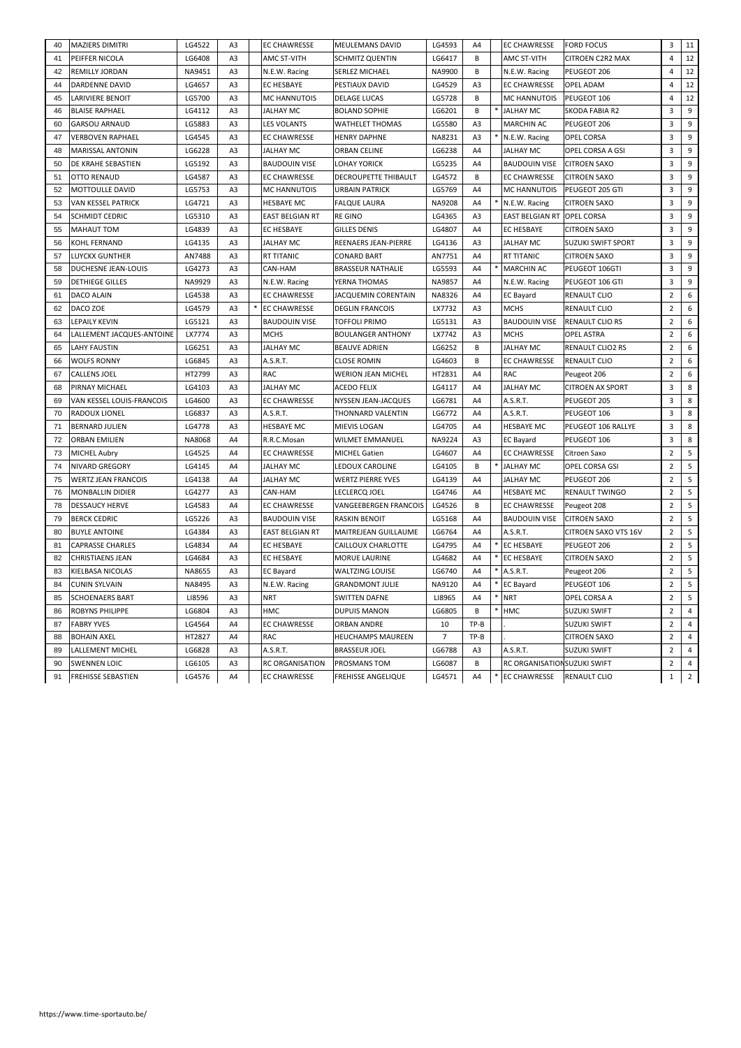| | | | | | | | | | | | | | |
|---|---|---|---|---|---|---|---|---|---|---|---|---|---|
| 40 | MAZIERS DIMITRI | LG4522 | A3 | | EC CHAWRESSE | MEULEMANS DAVID | LG4593 | A4 | | EC CHAWRESSE | FORD FOCUS | 3 | 11 |
| 41 | PEIFFER NICOLA | LG6408 | A3 | | AMC ST-VITH | SCHMITZ QUENTIN | LG6417 | B | | AMC ST-VITH | CITROEN C2R2 MAX | 4 | 12 |
| 42 | REMILLY JORDAN | NA9451 | A3 | | N.E.W. Racing | SERLEZ MICHAEL | NA9900 | B | | N.E.W. Racing | PEUGEOT 206 | 4 | 12 |
| 44 | DARDENNE DAVID | LG4657 | A3 | | EC HESBAYE | PESTIAUX DAVID | LG4529 | A3 | | EC CHAWRESSE | OPEL ADAM | 4 | 12 |
| 45 | LARIVIERE BENOIT | LG5700 | A3 | | MC HANNUTOIS | DELAGE LUCAS | LG5728 | B | | MC HANNUTOIS | PEUGEOT 106 | 4 | 12 |
| 46 | BLAISE RAPHAEL | LG4112 | A3 | | JALHAY MC | BOLAND SOPHIE | LG6201 | B | * | JALHAY MC | SKODA FABIA R2 | 3 | 9 |
| 60 | GARSOU ARNAUD | LG5883 | A3 | | LES VOLANTS | WATHELET THOMAS | LG5580 | A3 | | MARCHIN AC | PEUGEOT 206 | 3 | 9 |
| 47 | VERBOVEN RAPHAEL | LG4545 | A3 | | EC CHAWRESSE | HENRY DAPHNE | NA8231 | A3 | * | N.E.W. Racing | OPEL CORSA | 3 | 9 |
| 48 | MARISSAL ANTONIN | LG6228 | A3 | | JALHAY MC | ORBAN CELINE | LG6238 | A4 | | JALHAY MC | OPEL CORSA A GSI | 3 | 9 |
| 50 | DE KRAHE SEBASTIEN | LG5192 | A3 | | BAUDOUIN VISE | LOHAY YORICK | LG5235 | A4 | | BAUDOUIN VISE | CITROEN SAXO | 3 | 9 |
| 51 | OTTO RENAUD | LG4587 | A3 | | EC CHAWRESSE | DECROUPETTE THIBAULT | LG4572 | B | | EC CHAWRESSE | CITROEN SAXO | 3 | 9 |
| 52 | MOTTOULLE DAVID | LG5753 | A3 | | MC HANNUTOIS | URBAIN PATRICK | LG5769 | A4 | | MC HANNUTOIS | PEUGEOT 205 GTI | 3 | 9 |
| 53 | VAN KESSEL PATRICK | LG4721 | A3 | | HESBAYE MC | FALQUE LAURA | NA9208 | A4 | * | N.E.W. Racing | CITROEN SAXO | 3 | 9 |
| 54 | SCHMIDT CEDRIC | LG5310 | A3 | | EAST BELGIAN RT | RE GINO | LG4365 | A3 | | EAST BELGIAN RT | OPEL CORSA | 3 | 9 |
| 55 | MAHAUT TOM | LG4839 | A3 | | EC HESBAYE | GILLES DENIS | LG4807 | A4 | | EC HESBAYE | CITROEN SAXO | 3 | 9 |
| 56 | KOHL FERNAND | LG4135 | A3 | | JALHAY MC | REENAERS JEAN-PIERRE | LG4136 | A3 | | JALHAY MC | SUZUKI SWIFT SPORT | 3 | 9 |
| 57 | LUYCKX GUNTHER | AN7488 | A3 | | RT TITANIC | CONARD BART | AN7751 | A4 | | RT TITANIC | CITROEN SAXO | 3 | 9 |
| 58 | DUCHESNE JEAN-LOUIS | LG4273 | A3 | | CAN-HAM | BRASSEUR NATHALIE | LG5593 | A4 | * | MARCHIN AC | PEUGEOT 106GTI | 3 | 9 |
| 59 | DETHIEGE GILLES | NA9929 | A3 | | N.E.W. Racing | YERNA THOMAS | NA9857 | A4 | | N.E.W. Racing | PEUGEOT 106 GTI | 3 | 9 |
| 61 | DACO ALAIN | LG4538 | A3 | | EC CHAWRESSE | JACQUEMIN CORENTAIN | NA8326 | A4 | | EC Bayard | RENAULT CLIO | 2 | 6 |
| 62 | DACO ZOE | LG4579 | A3 | * | EC CHAWRESSE | DEGLIN FRANCOIS | LX7732 | A3 | | MCHS | RENAULT CLIO | 2 | 6 |
| 63 | LEPAILY KEVIN | LG5121 | A3 | | BAUDOUIN VISE | TOFFOLI PRIMO | LG5131 | A3 | | BAUDOUIN VISE | RENAULT CLIO RS | 2 | 6 |
| 64 | LALLEMENT JACQUES-ANTOINE | LX7774 | A3 | | MCHS | BOULANGER ANTHONY | LX7742 | A3 | | MCHS | OPEL ASTRA | 2 | 6 |
| 65 | LAHY FAUSTIN | LG6251 | A3 | | JALHAY MC | BEAUVE ADRIEN | LG6252 | B | | JALHAY MC | RENAULT CLIO2 RS | 2 | 6 |
| 66 | WOLFS RONNY | LG6845 | A3 | | A.S.R.T. | CLOSE ROMIN | LG4603 | B | | EC CHAWRESSE | RENAULT CLIO | 2 | 6 |
| 67 | CALLENS JOEL | HT2799 | A3 | | RAC | WERION JEAN MICHEL | HT2831 | A4 | | RAC | Peugeot 206 | 2 | 6 |
| 68 | PIRNAY MICHAEL | LG4103 | A3 | | JALHAY MC | ACEDO FELIX | LG4117 | A4 | | JALHAY MC | CITROEN AX SPORT | 3 | 8 |
| 69 | VAN KESSEL LOUIS-FRANCOIS | LG4600 | A3 | | EC CHAWRESSE | NYSSEN JEAN-JACQUES | LG6781 | A4 | | A.S.R.T. | PEUGEOT 205 | 3 | 8 |
| 70 | RADOUX LIONEL | LG6837 | A3 | | A.S.R.T. | THONNARD VALENTIN | LG6772 | A4 | | A.S.R.T. | PEUGEOT 106 | 3 | 8 |
| 71 | BERNARD JULIEN | LG4778 | A3 | | HESBAYE MC | MIEVIS LOGAN | LG4705 | A4 | | HESBAYE MC | PEUGEOT 106 RALLYE | 3 | 8 |
| 72 | ORBAN EMILIEN | NA8068 | A4 | | R.R.C.Mosan | WILMET EMMANUEL | NA9224 | A3 | | EC Bayard | PEUGEOT 106 | 3 | 8 |
| 73 | MICHEL Aubry | LG4525 | A4 | | EC CHAWRESSE | MICHEL Gatien | LG4607 | A4 | | EC CHAWRESSE | Citroen Saxo | 2 | 5 |
| 74 | NIVARD GREGORY | LG4145 | A4 | | JALHAY MC | LEDOUX CAROLINE | LG4105 | B | * | JALHAY MC | OPEL CORSA GSI | 2 | 5 |
| 75 | WERTZ JEAN FRANCOIS | LG4138 | A4 | | JALHAY MC | WERTZ PIERRE YVES | LG4139 | A4 | | JALHAY MC | PEUGEOT 206 | 2 | 5 |
| 76 | MONBALLIN DIDIER | LG4277 | A3 | | CAN-HAM | LECLERCQ JOEL | LG4746 | A4 | | HESBAYE MC | RENAULT TWINGO | 2 | 5 |
| 78 | DESSAUCY HERVE | LG4583 | A4 | | EC CHAWRESSE | VANGEEBERGEN FRANCOIS | LG4526 | B | | EC CHAWRESSE | Peugeot 208 | 2 | 5 |
| 79 | BERCK CEDRIC | LG5226 | A3 | | BAUDOUIN VISE | RASKIN BENOIT | LG5168 | A4 | | BAUDOUIN VISE | CITROEN SAXO | 2 | 5 |
| 80 | BUYLE ANTOINE | LG4384 | A3 | | EAST BELGIAN RT | MAITREJEAN GUILLAUME | LG6764 | A4 | | A.S.R.T. | CITROEN SAXO VTS 16V | 2 | 5 |
| 81 | CAPRASSE CHARLES | LG4834 | A4 | | EC HESBAYE | CAILLOUX CHARLOTTE | LG4795 | A4 | * | EC HESBAYE | PEUGEOT 206 | 2 | 5 |
| 82 | CHRISTIAENS JEAN | LG4684 | A3 | | EC HESBAYE | MORUE LAURINE | LG4682 | A4 | * | EC HESBAYE | CITROEN SAXO | 2 | 5 |
| 83 | KIELBASA NICOLAS | NA8655 | A3 | | EC Bayard | WALTZING LOUISE | LG6740 | A4 | * | A.S.R.T. | Peugeot 206 | 2 | 5 |
| 84 | CUNIN SYLVAIN | NA8495 | A3 | | N.E.W. Racing | GRANDMONT JULIE | NA9120 | A4 | * | EC Bayard | PEUGEOT 106 | 2 | 5 |
| 85 | SCHOENAERS BART | LI8596 | A3 | | NRT | SWITTEN DAFNE | LI8965 | A4 | * | NRT | OPEL CORSA A | 2 | 5 |
| 86 | ROBYNS PHILIPPE | LG6804 | A3 | | HMC | DUPUIS MANON | LG6805 | B | * | HMC | SUZUKI SWIFT | 2 | 4 |
| 87 | FABRY YVES | LG4564 | A4 | | EC CHAWRESSE | ORBAN ANDRE | 10 | TP-B | | . | SUZUKI SWIFT | 2 | 4 |
| 88 | BOHAIN AXEL | HT2827 | A4 | | RAC | HEUCHAMPS MAUREEN | 7 | TP-B | | . | CITROEN SAXO | 2 | 4 |
| 89 | LALLEMENT MICHEL | LG6828 | A3 | | A.S.R.T. | BRASSEUR JOEL | LG6788 | A3 | | A.S.R.T. | SUZUKI SWIFT | 2 | 4 |
| 90 | SWENNEN LOIC | LG6105 | A3 | | RC ORGANISATION | PROSMANS TOM | LG6087 | B | | RC ORGANISATION | SUZUKI SWIFT | 2 | 4 |
| 91 | FREHISSE SEBASTIEN | LG4576 | A4 | | EC CHAWRESSE | FREHISSE ANGELIQUE | LG4571 | A4 | * | EC CHAWRESSE | RENAULT CLIO | 1 | 2 |

https://www.time-sportauto.be/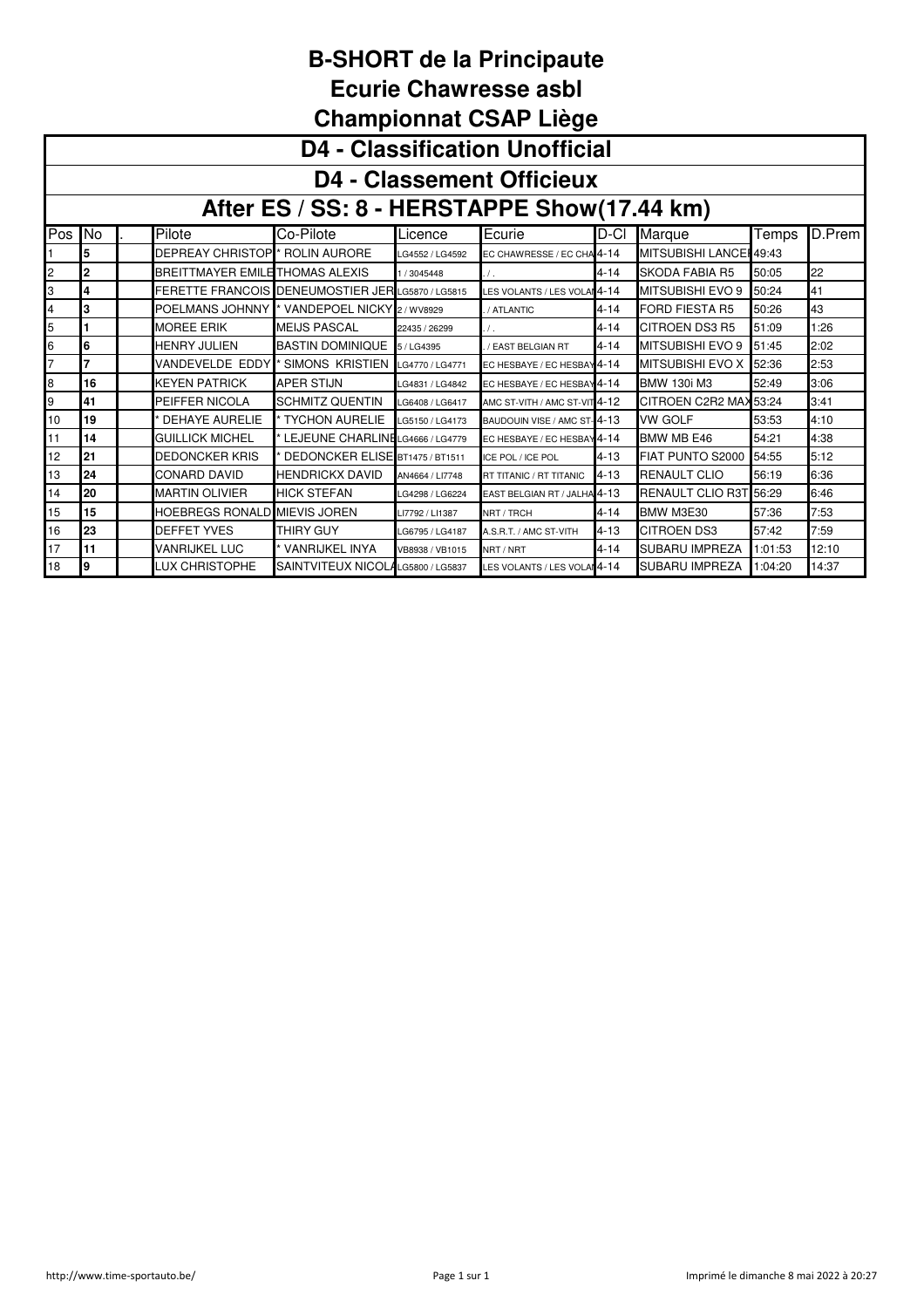# B-SHORT de la Principaute

## Ecurie Chawresse asbl

## Championnat CSAP Liège

### D4 - Classification Unofficial

### D4 - Classement Officieux

### After ES / SS: 8 - HERSTAPPE Show(17.44 km)

| Pos | No | . | Pilote | Co-Pilote | Licence | Ecurie | D-Cl | Marque | Temps | D.Prem |
|---|---|---|---|---|---|---|---|---|---|---|
| 1 | 5 | | DEPREAY CHRISTOP | * ROLIN AURORE | LG4552 / LG4592 | EC CHAWRESSE / EC CHA | 4-14 | MITSUBISHI LANCE | 49:43 | |
| 2 | 2 | | BREITTMAYER EMILE | THOMAS ALEXIS | 1 / 3045448 | . / . | 4-14 | SKODA FABIA R5 | 50:05 | 22 |
| 3 | 4 | | FERETTE FRANCOIS | DENEUMOSTIER JER | LG5870 / LG5815 | LES VOLANTS / LES VOLAN | 4-14 | MITSUBISHI EVO 9 | 50:24 | 41 |
| 4 | 3 | | POELMANS JOHNNY | * VANDEPOEL NICKY | 2 / WV8929 | . / ATLANTIC | 4-14 | FORD FIESTA R5 | 50:26 | 43 |
| 5 | 1 | | MOREE ERIK | MEIJS PASCAL | 22435 / 26299 | . / . | 4-14 | CITROEN DS3 R5 | 51:09 | 1:26 |
| 6 | 6 | | HENRY JULIEN | BASTIN DOMINIQUE | 5 / LG4395 | . / EAST BELGIAN RT | 4-14 | MITSUBISHI EVO 9 | 51:45 | 2:02 |
| 7 | 7 | | VANDEVELDE EDDY | * SIMONS KRISTIEN | LG4770 / LG4771 | EC HESBAYE / EC HESBAY | 4-14 | MITSUBISHI EVO X | 52:36 | 2:53 |
| 8 | 16 | | KEYEN PATRICK | APER STIJN | LG4831 / LG4842 | EC HESBAYE / EC HESBAY | 4-14 | BMW 130i M3 | 52:49 | 3:06 |
| 9 | 41 | | PEIFFER NICOLA | SCHMITZ QUENTIN | LG6408 / LG6417 | AMC ST-VITH / AMC ST-VIT | 4-12 | CITROEN C2R2 MAX | 53:24 | 3:41 |
| 10 | 19 | | * DEHAYE AURELIE | * TYCHON AURELIE | LG5150 / LG4173 | BAUDOUIN VISE / AMC ST- | 4-13 | VW GOLF | 53:53 | 4:10 |
| 11 | 14 | | GUILLICK MICHEL | * LEJEUNE CHARLINE | LG4666 / LG4779 | EC HESBAYE / EC HESBAY | 4-14 | BMW MB E46 | 54:21 | 4:38 |
| 12 | 21 | | DEDONCKER KRIS | * DEDONCKER ELISE | BT1475 / BT1511 | ICE POL / ICE POL | 4-13 | FIAT PUNTO S2000 | 54:55 | 5:12 |
| 13 | 24 | | CONARD DAVID | HENDRICKX DAVID | AN4664 / LI7748 | RT TITANIC / RT TITANIC | 4-13 | RENAULT CLIO | 56:19 | 6:36 |
| 14 | 20 | | MARTIN OLIVIER | HICK STEFAN | LG4298 / LG6224 | EAST BELGIAN RT / JALHA | 4-13 | RENAULT CLIO R3T | 56:29 | 6:46 |
| 15 | 15 | | HOEBREGS RONALD | MIEVIS JOREN | LI7792 / LI1387 | NRT / TRCH | 4-14 | BMW M3E30 | 57:36 | 7:53 |
| 16 | 23 | | DEFFET YVES | THIRY GUY | LG6795 / LG4187 | A.S.R.T. / AMC ST-VITH | 4-13 | CITROEN DS3 | 57:42 | 7:59 |
| 17 | 11 | | VANRIJKEL LUC | * VANRIJKEL INYA | VB8938 / VB1015 | NRT / NRT | 4-14 | SUBARU IMPREZA | 1:01:53 | 12:10 |
| 18 | 9 | | LUX CHRISTOPHE | SAINTVITEUX NICOLA | LG5800 / LG5837 | LES VOLANTS / LES VOLAN | 4-14 | SUBARU IMPREZA | 1:04:20 | 14:37 |

http://www.time-sportauto.be/

Imprimé le dimanche 8 mai 2022 à 20:27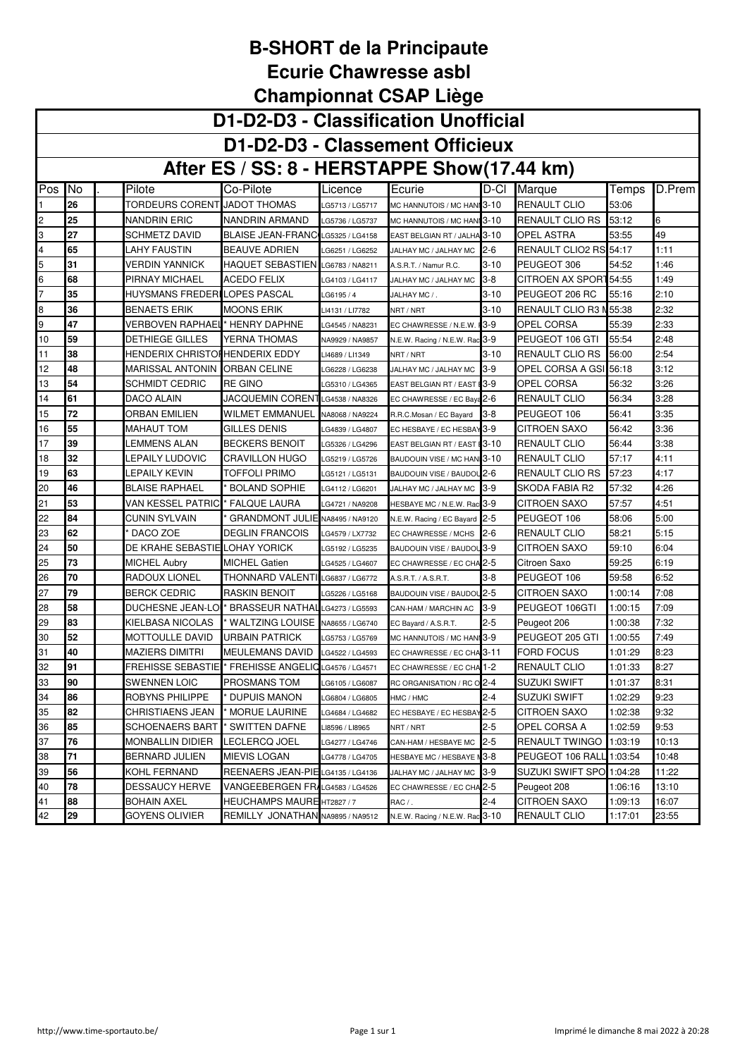# B-SHORT de la Principaute

## Ecurie Chawresse asbl

## Championnat CSAP Liège

### D1-D2-D3 - Classification Unofficial

### D1-D2-D3 - Classement Officieux

### After ES / SS: 8 - HERSTAPPE Show(17.44 km)

| Pos | No | . | Pilote | Co-Pilote | Licence | Ecurie | D-Cl | Marque | Temps | D.Prem |
|---|---|---|---|---|---|---|---|---|---|---|
| 1 | 26 | | TORDEURS CORENT | JADOT THOMAS | LG5713 / LG5717 | MC HANNUTOIS / MC HANN | 3-10 | RENAULT CLIO | 53:06 | |
| 2 | 25 | | NANDRIN ERIC | NANDRIN ARMAND | LG5736 / LG5737 | MC HANNUTOIS / MC HANN | 3-10 | RENAULT CLIO RS | 53:12 | 6 |
| 3 | 27 | | SCHMETZ DAVID | BLAISE JEAN-FRANC | LG5325 / LG4158 | EAST BELGIAN RT / JALHA | 3-10 | OPEL ASTRA | 53:55 | 49 |
| 4 | 65 | | LAHY FAUSTIN | BEAUVE ADRIEN | LG6251 / LG6252 | JALHAY MC / JALHAY MC | 2-6 | RENAULT CLIO2 RS | 54:17 | 1:11 |
| 5 | 31 | | VERDIN YANNICK | HAQUET SEBASTIEN | LG6783 / NA8211 | A.S.R.T. / Namur R.C. | 3-10 | PEUGEOT 306 | 54:52 | 1:46 |
| 6 | 68 | | PIRNAY MICHAEL | ACEDO FELIX | LG4103 / LG4117 | JALHAY MC / JALHAY MC | 3-8 | CITROEN AX SPORT | 54:55 | 1:49 |
| 7 | 35 | | HUYSMANS FREDERI | LOPES PASCAL | LG6195 / 4 | JALHAY MC / . | 3-10 | PEUGEOT 206 RC | 55:16 | 2:10 |
| 8 | 36 | | BENAETS ERIK | MOONS ERIK | LI4131 / LI7782 | NRT / NRT | 3-10 | RENAULT CLIO R3 M | 55:38 | 2:32 |
| 9 | 47 | | VERBOVEN RAPHAEL | * HENRY DAPHNE | LG4545 / NA8231 | EC CHAWRESSE / N.E.W. I | 3-9 | OPEL CORSA | 55:39 | 2:33 |
| 10 | 59 | | DETHIEGE GILLES | YERNA THOMAS | NA9929 / NA9857 | N.E.W. Racing / N.E.W. Rac | 3-9 | PEUGEOT 106 GTI | 55:54 | 2:48 |
| 11 | 38 | | HENDERIX CHRISTOP | HENDERIX EDDY | LI4689 / LI1349 | NRT / NRT | 3-10 | RENAULT CLIO RS | 56:00 | 2:54 |
| 12 | 48 | | MARISSAL ANTONIN | ORBAN CELINE | LG6228 / LG6238 | JALHAY MC / JALHAY MC | 3-9 | OPEL CORSA A GSI | 56:18 | 3:12 |
| 13 | 54 | | SCHMIDT CEDRIC | RE GINO | LG5310 / LG4365 | EAST BELGIAN RT / EAST I | 3-9 | OPEL CORSA | 56:32 | 3:26 |
| 14 | 61 | | DACO ALAIN | JACQUEMIN CORENT | LG4538 / NA8326 | EC CHAWRESSE / EC Baya | 2-6 | RENAULT CLIO | 56:34 | 3:28 |
| 15 | 72 | | ORBAN EMILIEN | WILMET EMMANUEL | NA8068 / NA9224 | R.R.C.Mosan / EC Bayard | 3-8 | PEUGEOT 106 | 56:41 | 3:35 |
| 16 | 55 | | MAHAUT TOM | GILLES DENIS | LG4839 / LG4807 | EC HESBAYE / EC HESBAY | 3-9 | CITROEN SAXO | 56:42 | 3:36 |
| 17 | 39 | | LEMMENS ALAN | BECKERS BENOIT | LG5326 / LG4296 | EAST BELGIAN RT / EAST I | 3-10 | RENAULT CLIO | 56:44 | 3:38 |
| 18 | 32 | | LEPAILY LUDOVIC | CRAVILLON HUGO | LG5219 / LG5726 | BAUDOUIN VISE / MC HAN | 3-10 | RENAULT CLIO | 57:17 | 4:11 |
| 19 | 63 | | LEPAILY KEVIN | TOFFOLI PRIMO | LG5121 / LG5131 | BAUDOUIN VISE / BAUDOU | 2-6 | RENAULT CLIO RS | 57:23 | 4:17 |
| 20 | 46 | | BLAISE RAPHAEL | * BOLAND SOPHIE | LG4112 / LG6201 | JALHAY MC / JALHAY MC | 3-9 | SKODA FABIA R2 | 57:32 | 4:26 |
| 21 | 53 | | VAN KESSEL PATRIC | * FALQUE LAURA | LG4721 / NA9208 | HESBAYE MC / N.E.W. Rac | 3-9 | CITROEN SAXO | 57:57 | 4:51 |
| 22 | 84 | | CUNIN SYLVAIN | * GRANDMONT JULIE | NA8495 / NA9120 | N.E.W. Racing / EC Bayard | 2-5 | PEUGEOT 106 | 58:06 | 5:00 |
| 23 | 62 | | * DACO ZOE | DEGLIN FRANCOIS | LG4579 / LX7732 | EC CHAWRESSE / MCHS | 2-6 | RENAULT CLIO | 58:21 | 5:15 |
| 24 | 50 | | DE KRAHE SEBASTIE | LOHAY YORICK | LG5192 / LG5235 | BAUDOUIN VISE / BAUDOU | 3-9 | CITROEN SAXO | 59:10 | 6:04 |
| 25 | 73 | | MICHEL Aubry | MICHEL Gatien | LG4525 / LG4607 | EC CHAWRESSE / EC CHA | 2-5 | Citroen Saxo | 59:25 | 6:19 |
| 26 | 70 | | RADOUX LIONEL | THONNARD VALENTI | LG6837 / LG6772 | A.S.R.T. / A.S.R.T. | 3-8 | PEUGEOT 106 | 59:58 | 6:52 |
| 27 | 79 | | BERCK CEDRIC | RASKIN BENOIT | LG5226 / LG5168 | BAUDOUIN VISE / BAUDOU | 2-5 | CITROEN SAXO | 1:00:14 | 7:08 |
| 28 | 58 | | DUCHESNE JEAN-LO | * BRASSEUR NATHAL | LG4273 / LG5593 | CAN-HAM / MARCHIN AC | 3-9 | PEUGEOT 106GTI | 1:00:15 | 7:09 |
| 29 | 83 | | KIELBASA NICOLAS | * WALTZING LOUISE | NA8655 / LG6740 | EC Bayard / A.S.R.T. | 2-5 | Peugeot 206 | 1:00:38 | 7:32 |
| 30 | 52 | | MOTTOULLE DAVID | URBAIN PATRICK | LG5753 / LG5769 | MC HANNUTOIS / MC HAN | 3-9 | PEUGEOT 205 GTI | 1:00:55 | 7:49 |
| 31 | 40 | | MAZIERS DIMITRI | MEULEMANS DAVID | LG4522 / LG4593 | EC CHAWRESSE / EC CHA | 3-11 | FORD FOCUS | 1:01:29 | 8:23 |
| 32 | 91 | | FREHISSE SEBASTIE | * FREHISSE ANGELIQ | LG4576 / LG4571 | EC CHAWRESSE / EC CHA | 1-2 | RENAULT CLIO | 1:01:33 | 8:27 |
| 33 | 90 | | SWENNEN LOIC | PROSMANS TOM | LG6105 / LG6087 | RC ORGANISATION / RC O | 2-4 | SUZUKI SWIFT | 1:01:37 | 8:31 |
| 34 | 86 | | ROBYNS PHILIPPE | * DUPUIS MANON | LG6804 / LG6805 | HMC / HMC | 2-4 | SUZUKI SWIFT | 1:02:29 | 9:23 |
| 35 | 82 | | CHRISTIAENS JEAN | * MORUE LAURINE | LG4684 / LG4682 | EC HESBAYE / EC HESBAY | 2-5 | CITROEN SAXO | 1:02:38 | 9:32 |
| 36 | 85 | | SCHOENAERS BART | * SWITTEN DAFNE | LI8596 / LI8965 | NRT / NRT | 2-5 | OPEL CORSA A | 1:02:59 | 9:53 |
| 37 | 76 | | MONBALLIN DIDIER | LECLERCQ JOEL | LG4277 / LG4746 | CAN-HAM / HESBAYE MC | 2-5 | RENAULT TWINGO | 1:03:19 | 10:13 |
| 38 | 71 | | BERNARD JULIEN | MIEVIS LOGAN | LG4778 / LG4705 | HESBAYE MC / HESBAYE M | 3-8 | PEUGEOT 106 RALL | 1:03:54 | 10:48 |
| 39 | 56 | | KOHL FERNAND | REENAERS JEAN-PIE | LG4135 / LG4136 | JALHAY MC / JALHAY MC | 3-9 | SUZUKI SWIFT SPO | 1:04:28 | 11:22 |
| 40 | 78 | | DESSAUCY HERVE | VANGEEBERGEN FRA | LG4583 / LG4526 | EC CHAWRESSE / EC CHA | 2-5 | Peugeot 208 | 1:06:16 | 13:10 |
| 41 | 88 | | BOHAIN AXEL | HEUCHAMPS MAURE | HT2827 / 7 | RAC / . | 2-4 | CITROEN SAXO | 1:09:13 | 16:07 |
| 42 | 29 | | GOYENS OLIVIER | REMILLY JONATHAN | NA9895 / NA9512 | N.E.W. Racing / N.E.W. Rac | 3-10 | RENAULT CLIO | 1:17:01 | 23:55 |

http://www.time-sportauto.be/

Imprimé le dimanche 8 mai 2022 à 20:28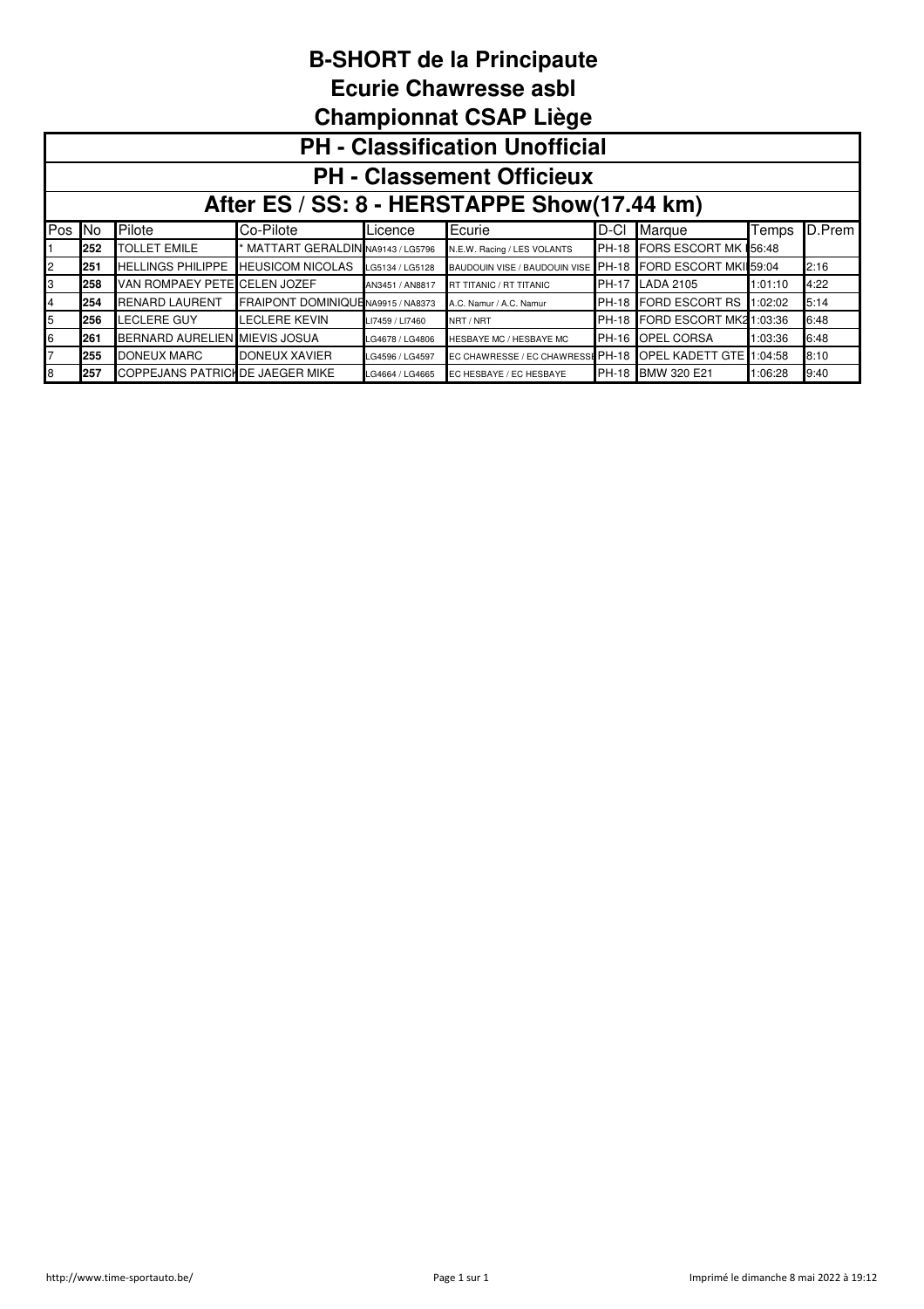# B-SHORT de la Principaute

## Ecurie Chawresse asbl

## Championnat CSAP Liège

| PH - Classification Unofficial | | | | | | | | | |
|---|---|---|---|---|---|---|---|---|---|
| **PH - Classement Officieux** | | | | | | | | | |
| **After ES / SS: 8 - HERSTAPPE Show(17.44 km)** | | | | | | | | | |
| Pos | No | Pilote | Co-Pilote | Licence | Ecurie | D-Cl | Marque | Temps | D.Prem |
| 1 | 252 | TOLLET EMILE | * MATTART GERALDIN | NA9143 / LG5796 | N.E.W. Racing / LES VOLANTS | PH-18 | FORS ESCORT MK I | 56:48 | |
| 2 | 251 | HELLINGS PHILIPPE | HEUSICOM NICOLAS | LG5134 / LG5128 | BAUDOUIN VISE / BAUDOUIN VISE | PH-18 | FORD ESCORT MKI | 59:04 | 2:16 |
| 3 | 258 | VAN ROMPAEY PETE | CELEN JOZEF | AN3451 / AN8817 | RT TITANIC / RT TITANIC | PH-17 | LADA 2105 | 1:01:10 | 4:22 |
| 4 | 254 | RENARD LAURENT | FRAIPONT DOMINIQUE | NA9915 / NA8373 | A.C. Namur / A.C. Namur | PH-18 | FORD ESCORT RS | 1:02:02 | 5:14 |
| 5 | 256 | LECLERE GUY | LECLERE KEVIN | LI7459 / LI7460 | NRT / NRT | PH-18 | FORD ESCORT MK2 | 1:03:36 | 6:48 |
| 6 | 261 | BERNARD AURELIEN | MIEVIS JOSUA | LG4678 / LG4806 | HESBAYE MC / HESBAYE MC | PH-16 | OPEL CORSA | 1:03:36 | 6:48 |
| 7 | 255 | DONEUX MARC | DONEUX XAVIER | LG4596 / LG4597 | EC CHAWRESSE / EC CHAWRESSE | PH-18 | OPEL KADETT GTE | 1:04:58 | 8:10 |
| 8 | 257 | COPPEJANS PATRICK | DE JAEGER MIKE | LG4664 / LG4665 | EC HESBAYE / EC HESBAYE | PH-18 | BMW 320 E21 | 1:06:28 | 9:40 |

http://www.time-sportauto.be/

Imprimé le dimanche 8 mai 2022 à 19:12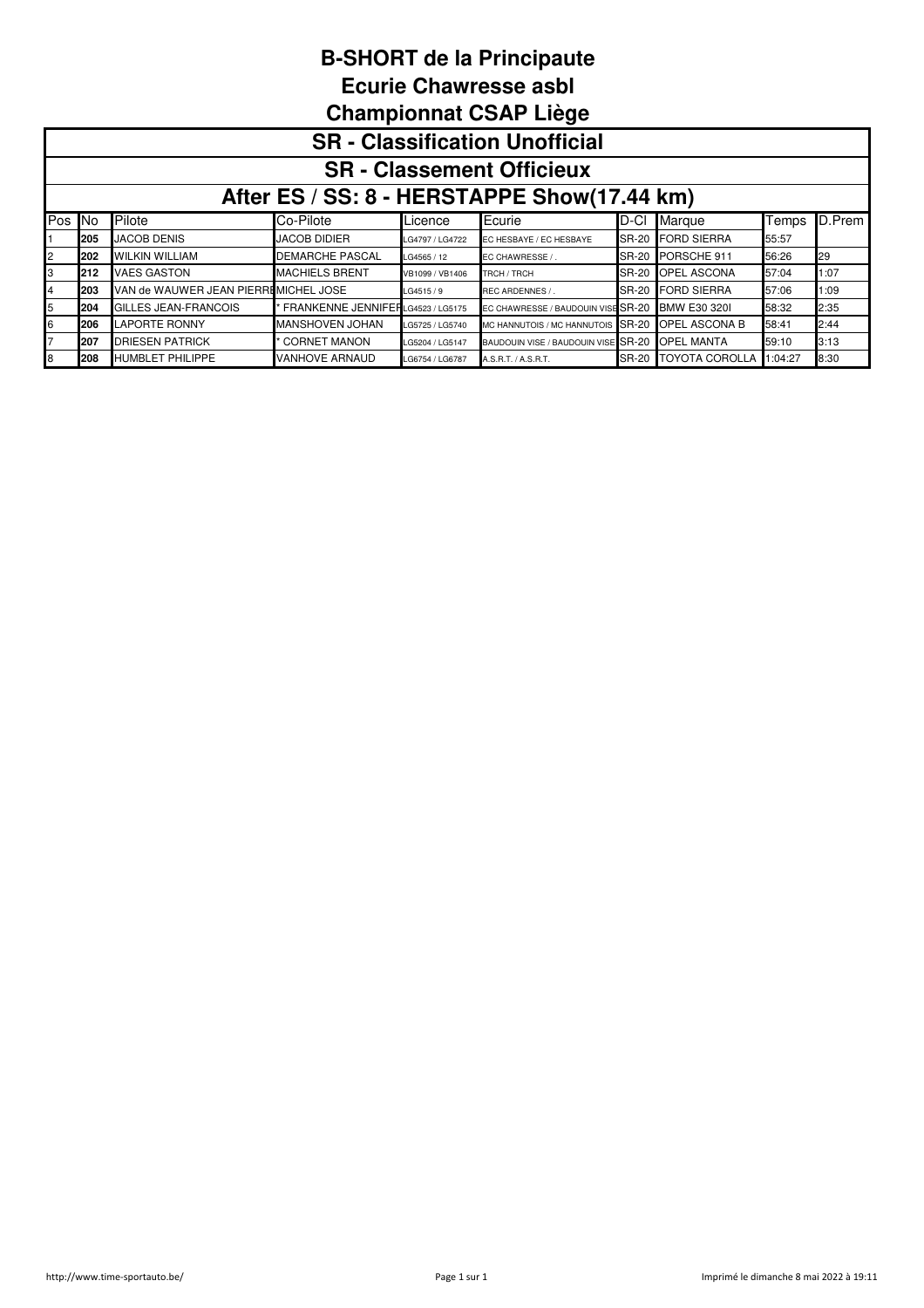# B-SHORT de la Principaute
## Ecurie Chawresse asbl
## Championnat CSAP Liège

### SR - Classification Unofficial
### SR - Classement Officieux
### After ES / SS: 8 - HERSTAPPE Show(17.44 km)

| Pos | No | Pilote | Co-Pilote | Licence | Ecurie | D-Cl | Marque | Temps | D.Prem |
|---|---|---|---|---|---|---|---|---|---|
| 1 | 205 | JACOB DENIS | JACOB DIDIER | LG4797 / LG4722 | EC HESBAYE / EC HESBAYE | SR-20 | FORD SIERRA | 55:57 | |
| 2 | 202 | WILKIN WILLIAM | DEMARCHE PASCAL | LG4565 / 12 | EC CHAWRESSE / . | SR-20 | PORSCHE 911 | 56:26 | 29 |
| 3 | 212 | VAES GASTON | MACHIELS BRENT | VB1099 / VB1406 | TRCH / TRCH | SR-20 | OPEL ASCONA | 57:04 | 1:07 |
| 4 | 203 | VAN de WAUWER JEAN PIERRE | MICHEL JOSE | LG4515 / 9 | REC ARDENNES / . | SR-20 | FORD SIERRA | 57:06 | 1:09 |
| 5 | 204 | GILLES JEAN-FRANCOIS | * FRANKENNE JENNIFER | LG4523 / LG5175 | EC CHAWRESSE / BAUDOUIN VISE | SR-20 | BMW E30 320I | 58:32 | 2:35 |
| 6 | 206 | LAPORTE RONNY | MANSHOVEN JOHAN | LG5725 / LG5740 | MC HANNUTOIS / MC HANNUTOIS | SR-20 | OPEL ASCONA B | 58:41 | 2:44 |
| 7 | 207 | DRIESEN PATRICK | * CORNET MANON | LG5204 / LG5147 | BAUDOUIN VISE / BAUDOUIN VISE | SR-20 | OPEL MANTA | 59:10 | 3:13 |
| 8 | 208 | HUMBLET PHILIPPE | VANHOVE ARNAUD | LG6754 / LG6787 | A.S.R.T. / A.S.R.T. | SR-20 | TOYOTA COROLLA | 1:04:27 | 8:30 |

http://www.time-sportauto.be/

Imprimé le dimanche 8 mai 2022 à 19:11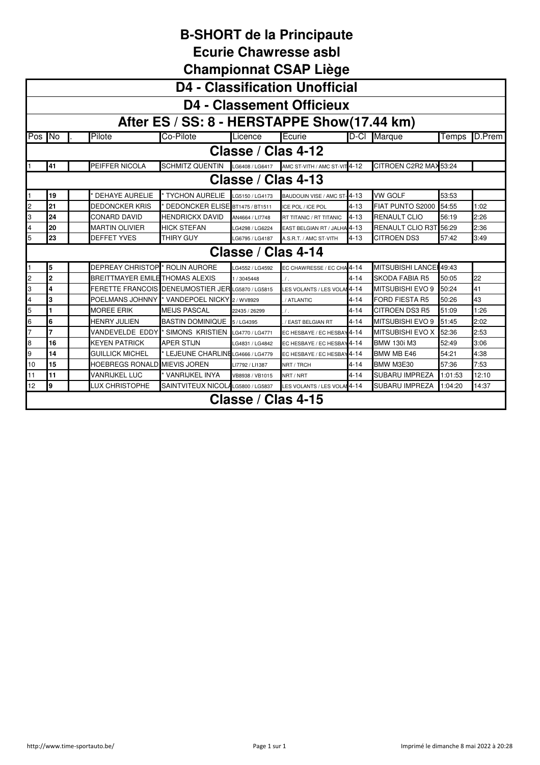# B-SHORT de la Principaute

## Ecurie Chawresse asbl

## Championnat CSAP Liège

### D4 - Classification Unofficial

### D4 - Classement Officieux

### After ES / SS: 8 - HERSTAPPE Show(17.44 km)

| Pos | No | . | Pilote | Co-Pilote | Licence | Ecurie | D-Cl | Marque | Temps | D.Prem |
|---|---|---|---|---|---|---|---|---|---|---|
| **Classe / Clas 4-12** | | | | | | | | | | |
| 1 | 41 | | PEIFFER NICOLA | SCHMITZ QUENTIN | LG6408 / LG6417 | AMC ST-VITH / AMC ST-VIT | 4-12 | CITROEN C2R2 MAX | 53:24 | |
| **Classe / Clas 4-13** | | | | | | | | | | |
| 1 | 19 | | * DEHAYE AURELIE | * TYCHON AURELIE | LG5150 / LG4173 | BAUDOUIN VISE / AMC ST- | 4-13 | VW GOLF | 53:53 | |
| 2 | 21 | | DEDONCKER KRIS | * DEDONCKER ELISE | BT1475 / BT1511 | ICE POL / ICE POL | 4-13 | FIAT PUNTO S2000 | 54:55 | 1:02 |
| 3 | 24 | | CONARD DAVID | HENDRICKX DAVID | AN4664 / LI7748 | RT TITANIC / RT TITANIC | 4-13 | RENAULT CLIO | 56:19 | 2:26 |
| 4 | 20 | | MARTIN OLIVIER | HICK STEFAN | LG4298 / LG6224 | EAST BELGIAN RT / JALHA | 4-13 | RENAULT CLIO R3T | 56:29 | 2:36 |
| 5 | 23 | | DEFFET YVES | THIRY GUY | LG6795 / LG4187 | A.S.R.T. / AMC ST-VITH | 4-13 | CITROEN DS3 | 57:42 | 3:49 |
| **Classe / Clas 4-14** | | | | | | | | | | |
| 1 | 5 | | DEPREAY CHRISTOP | * ROLIN AURORE | LG4552 / LG4592 | EC CHAWRESSE / EC CHA | 4-14 | MITSUBISHI LANCE | 49:43 | |
| 2 | 2 | | BREITTMAYER EMILE | THOMAS ALEXIS | 1 / 3045448 | . / . | 4-14 | SKODA FABIA R5 | 50:05 | 22 |
| 3 | 4 | | FERETTE FRANCOIS | DENEUMOSTIER JER | LG5870 / LG5815 | LES VOLANTS / LES VOLA | 4-14 | MITSUBISHI EVO 9 | 50:24 | 41 |
| 4 | 3 | | POELMANS JOHNNY | * VANDEPOEL NICKY | 2 / WV8929 | . / ATLANTIC | 4-14 | FORD FIESTA R5 | 50:26 | 43 |
| 5 | 1 | | MOREE ERIK | MEIJS PASCAL | 22435 / 26299 | . / . | 4-14 | CITROEN DS3 R5 | 51:09 | 1:26 |
| 6 | 6 | | HENRY JULIEN | BASTIN DOMINIQUE | 5 / LG4395 | . / EAST BELGIAN RT | 4-14 | MITSUBISHI EVO 9 | 51:45 | 2:02 |
| 7 | 7 | | VANDEVELDE EDDY | * SIMONS KRISTIEN | LG4770 / LG4771 | EC HESBAYE / EC HESBAY | 4-14 | MITSUBISHI EVO X | 52:36 | 2:53 |
| 8 | 16 | | KEYEN PATRICK | APER STIJN | LG4831 / LG4842 | EC HESBAYE / EC HESBAY | 4-14 | BMW 130i M3 | 52:49 | 3:06 |
| 9 | 14 | | GUILLICK MICHEL | * LEJEUNE CHARLINE | LG4666 / LG4779 | EC HESBAYE / EC HESBAY | 4-14 | BMW MB E46 | 54:21 | 4:38 |
| 10 | 15 | | HOEBREGS RONALD | MIEVIS JOREN | LI7792 / LI1387 | NRT / TRCH | 4-14 | BMW M3E30 | 57:36 | 7:53 |
| 11 | 11 | | VANRIJKEL LUC | * VANRIJKEL INYA | VB8938 / VB1015 | NRT / NRT | 4-14 | SUBARU IMPREZA | 1:01:53 | 12:10 |
| 12 | 9 | | LUX CHRISTOPHE | SAINTVITEUX NICOLA | LG5800 / LG5837 | LES VOLANTS / LES VOLA | 4-14 | SUBARU IMPREZA | 1:04:20 | 14:37 |
| **Classe / Clas 4-15** | | | | | | | | | | |

http://www.time-sportauto.be/

Imprimé le dimanche 8 mai 2022 à 20:28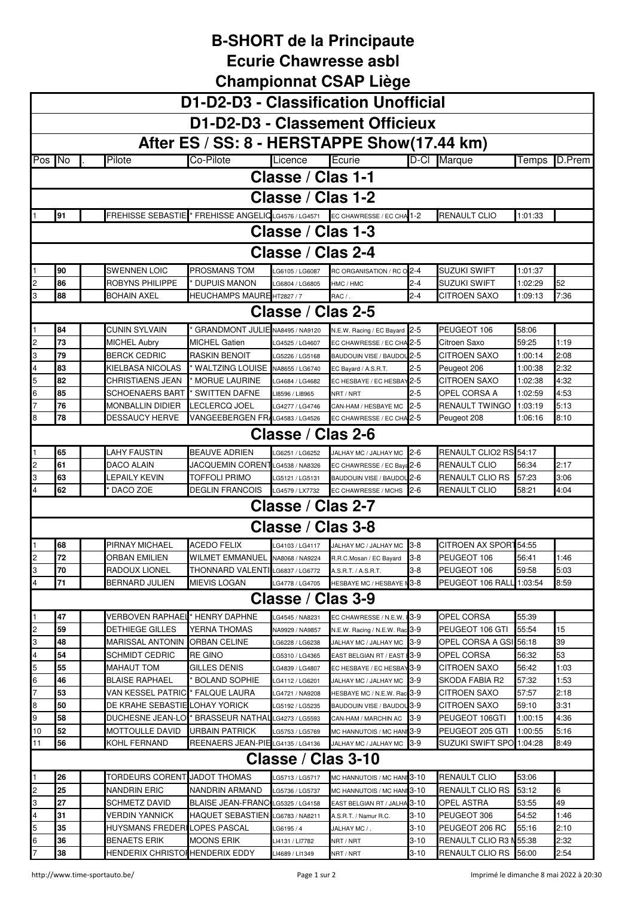# B-SHORT de la Principaute

## Ecurie Chawresse asbl

## Championnat CSAP Liège

### D1-D2-D3 - Classification Unofficial

### D1-D2-D3 - Classement Officieux

### After ES / SS: 8 - HERSTAPPE Show(17.44 km)

| Pos | No | . | Pilote | Co-Pilote | Licence | Ecurie | D-Cl | Marque | Temps | D.Prem |
|---|---|---|---|---|---|---|---|---|---|---|
| **Classe / Clas 1-1** | | | | | | | | | | |
| **Classe / Clas 1-2** | | | | | | | | | | |
| 1 | 91 | | FREHISSE SEBASTIE | * FREHISSE ANGELIQ | LG4576 / LG4571 | EC CHAWRESSE / EC CHA | 1-2 | RENAULT CLIO | 1:01:33 | |
| **Classe / Clas 1-3** | | | | | | | | | | |
| **Classe / Clas 2-4** | | | | | | | | | | |
| 1 | 90 | | SWENNEN LOIC | PROSMANS TOM | LG6105 / LG6087 | RC ORGANISATION / RC O | 2-4 | SUZUKI SWIFT | 1:01:37 | |
| 2 | 86 | | ROBYNS PHILIPPE | * DUPUIS MANON | LG6804 / LG6805 | HMC / HMC | 2-4 | SUZUKI SWIFT | 1:02:29 | 52 |
| 3 | 88 | | BOHAIN AXEL | HEUCHAMPS MAURE | HT2827 / 7 | RAC / . | 2-4 | CITROEN SAXO | 1:09:13 | 7:36 |
| **Classe / Clas 2-5** | | | | | | | | | | |
| 1 | 84 | | CUNIN SYLVAIN | * GRANDMONT JULIE | NA8495 / NA9120 | N.E.W. Racing / EC Bayard | 2-5 | PEUGEOT 106 | 58:06 | |
| 2 | 73 | | MICHEL Aubry | MICHEL Gatien | LG4525 / LG4607 | EC CHAWRESSE / EC CHA | 2-5 | Citroen Saxo | 59:25 | 1:19 |
| 3 | 79 | | BERCK CEDRIC | RASKIN BENOIT | LG5226 / LG5168 | BAUDOUIN VISE / BAUDOU | 2-5 | CITROEN SAXO | 1:00:14 | 2:08 |
| 4 | 83 | | KIELBASA NICOLAS | * WALTZING LOUISE | NA8655 / LG6740 | EC Bayard / A.S.R.T. | 2-5 | Peugeot 206 | 1:00:38 | 2:32 |
| 5 | 82 | | CHRISTIAENS JEAN | * MORUE LAURINE | LG4684 / LG4682 | EC HESBAYE / EC HESBAY | 2-5 | CITROEN SAXO | 1:02:38 | 4:32 |
| 6 | 85 | | SCHOENAERS BART | * SWITTEN DAFNE | LI8596 / LI8965 | NRT / NRT | 2-5 | OPEL CORSA A | 1:02:59 | 4:53 |
| 7 | 76 | | MONBALLIN DIDIER | LECLERCQ JOEL | LG4277 / LG4746 | CAN-HAM / HESBAYE MC | 2-5 | RENAULT TWINGO | 1:03:19 | 5:13 |
| 8 | 78 | | DESSAUCY HERVE | VANGEEBERGEN FRA | LG4583 / LG4526 | EC CHAWRESSE / EC CHA | 2-5 | Peugeot 208 | 1:06:16 | 8:10 |
| **Classe / Clas 2-6** | | | | | | | | | | |
| 1 | 65 | | LAHY FAUSTIN | BEAUVE ADRIEN | LG6251 / LG6252 | JALHAY MC / JALHAY MC | 2-6 | RENAULT CLIO2 RS | 54:17 | |
| 2 | 61 | | DACO ALAIN | JACQUEMIN CORENT | LG4538 / NA8326 | EC CHAWRESSE / EC Baya | 2-6 | RENAULT CLIO | 56:34 | 2:17 |
| 3 | 63 | | LEPAILY KEVIN | TOFFOLI PRIMO | LG5121 / LG5131 | BAUDOUIN VISE / BAUDOU | 2-6 | RENAULT CLIO RS | 57:23 | 3:06 |
| 4 | 62 | | * DACO ZOE | DEGLIN FRANCOIS | LG4579 / LX7732 | EC CHAWRESSE / MCHS | 2-6 | RENAULT CLIO | 58:21 | 4:04 |
| **Classe / Clas 2-7** | | | | | | | | | | |
| **Classe / Clas 3-8** | | | | | | | | | | |
| 1 | 68 | | PIRNAY MICHAEL | ACEDO FELIX | LG4103 / LG4117 | JALHAY MC / JALHAY MC | 3-8 | CITROEN AX SPORT | 54:55 | |
| 2 | 72 | | ORBAN EMILIEN | WILMET EMMANUEL | NA8068 / NA9224 | R.R.C.Mosan / EC Bayard | 3-8 | PEUGEOT 106 | 56:41 | 1:46 |
| 3 | 70 | | RADOUX LIONEL | THONNARD VALENTI | LG6837 / LG6772 | A.S.R.T. / A.S.R.T. | 3-8 | PEUGEOT 106 | 59:58 | 5:03 |
| 4 | 71 | | BERNARD JULIEN | MIEVIS LOGAN | LG4778 / LG4705 | HESBAYE MC / HESBAYE M | 3-8 | PEUGEOT 106 RALL | 1:03:54 | 8:59 |
| **Classe / Clas 3-9** | | | | | | | | | | |
| 1 | 47 | | VERBOVEN RAPHAEL | * HENRY DAPHNE | LG4545 / NA8231 | EC CHAWRESSE / N.E.W. R | 3-9 | OPEL CORSA | 55:39 | |
| 2 | 59 | | DETHIEGE GILLES | YERNA THOMAS | NA9929 / NA9857 | N.E.W. Racing / N.E.W. Rac | 3-9 | PEUGEOT 106 GTI | 55:54 | 15 |
| 3 | 48 | | MARISSAL ANTONIN | ORBAN CELINE | LG6228 / LG6238 | JALHAY MC / JALHAY MC | 3-9 | OPEL CORSA A GSI | 56:18 | 39 |
| 4 | 54 | | SCHMIDT CEDRIC | RE GINO | LG5310 / LG4365 | EAST BELGIAN RT / EAST B | 3-9 | OPEL CORSA | 56:32 | 53 |
| 5 | 55 | | MAHAUT TOM | GILLES DENIS | LG4839 / LG4807 | EC HESBAYE / EC HESBAY | 3-9 | CITROEN SAXO | 56:42 | 1:03 |
| 6 | 46 | | BLAISE RAPHAEL | * BOLAND SOPHIE | LG4112 / LG6201 | JALHAY MC / JALHAY MC | 3-9 | SKODA FABIA R2 | 57:32 | 1:53 |
| 7 | 53 | | VAN KESSEL PATRIC | * FALQUE LAURA | LG4721 / NA9208 | HESBAYE MC / N.E.W. Rac | 3-9 | CITROEN SAXO | 57:57 | 2:18 |
| 8 | 50 | | DE KRAHE SEBASTIE | LOHAY YORICK | LG5192 / LG5235 | BAUDOUIN VISE / BAUDOU | 3-9 | CITROEN SAXO | 59:10 | 3:31 |
| 9 | 58 | | DUCHESNE JEAN-LO | * BRASSEUR NATHAL | LG4273 / LG5593 | CAN-HAM / MARCHIN AC | 3-9 | PEUGEOT 106GTI | 1:00:15 | 4:36 |
| 10 | 52 | | MOTTOULLE DAVID | URBAIN PATRICK | LG5753 / LG5769 | MC HANNUTOIS / MC HANN | 3-9 | PEUGEOT 205 GTI | 1:00:55 | 5:16 |
| 11 | 56 | | KOHL FERNAND | REENAERS JEAN-PIE | LG4135 / LG4136 | JALHAY MC / JALHAY MC | 3-9 | SUZUKI SWIFT SPO | 1:04:28 | 8:49 |
| **Classe / Clas 3-10** | | | | | | | | | | |
| 1 | 26 | | TORDEURS CORENT | JADOT THOMAS | LG5713 / LG5717 | MC HANNUTOIS / MC HANN | 3-10 | RENAULT CLIO | 53:06 | |
| 2 | 25 | | NANDRIN ERIC | NANDRIN ARMAND | LG5736 / LG5737 | MC HANNUTOIS / MC HANN | 3-10 | RENAULT CLIO RS | 53:12 | 6 |
| 3 | 27 | | SCHMETZ DAVID | BLAISE JEAN-FRANC | LG5325 / LG4158 | EAST BELGIAN RT / JALHA | 3-10 | OPEL ASTRA | 53:55 | 49 |
| 4 | 31 | | VERDIN YANNICK | HAQUET SEBASTIEN | LG6783 / NA8211 | A.S.R.T. / Namur R.C. | 3-10 | PEUGEOT 306 | 54:52 | 1:46 |
| 5 | 35 | | HUYSMANS FREDERI | LOPES PASCAL | LG6195 / 4 | JALHAY MC / . | 3-10 | PEUGEOT 206 RC | 55:16 | 2:10 |
| 6 | 36 | | BENAETS ERIK | MOONS ERIK | LI4131 / LI7782 | NRT / NRT | 3-10 | RENAULT CLIO R3 M | 55:38 | 2:32 |
| 7 | 38 | | HENDERIX CHRISTOF | HENDERIX EDDY | LI4689 / LI1349 | NRT / NRT | 3-10 | RENAULT CLIO RS | 56:00 | 2:54 |

http://www.time-sportauto.be/ Imprimé le dimanche 8 mai 2022 à 20:30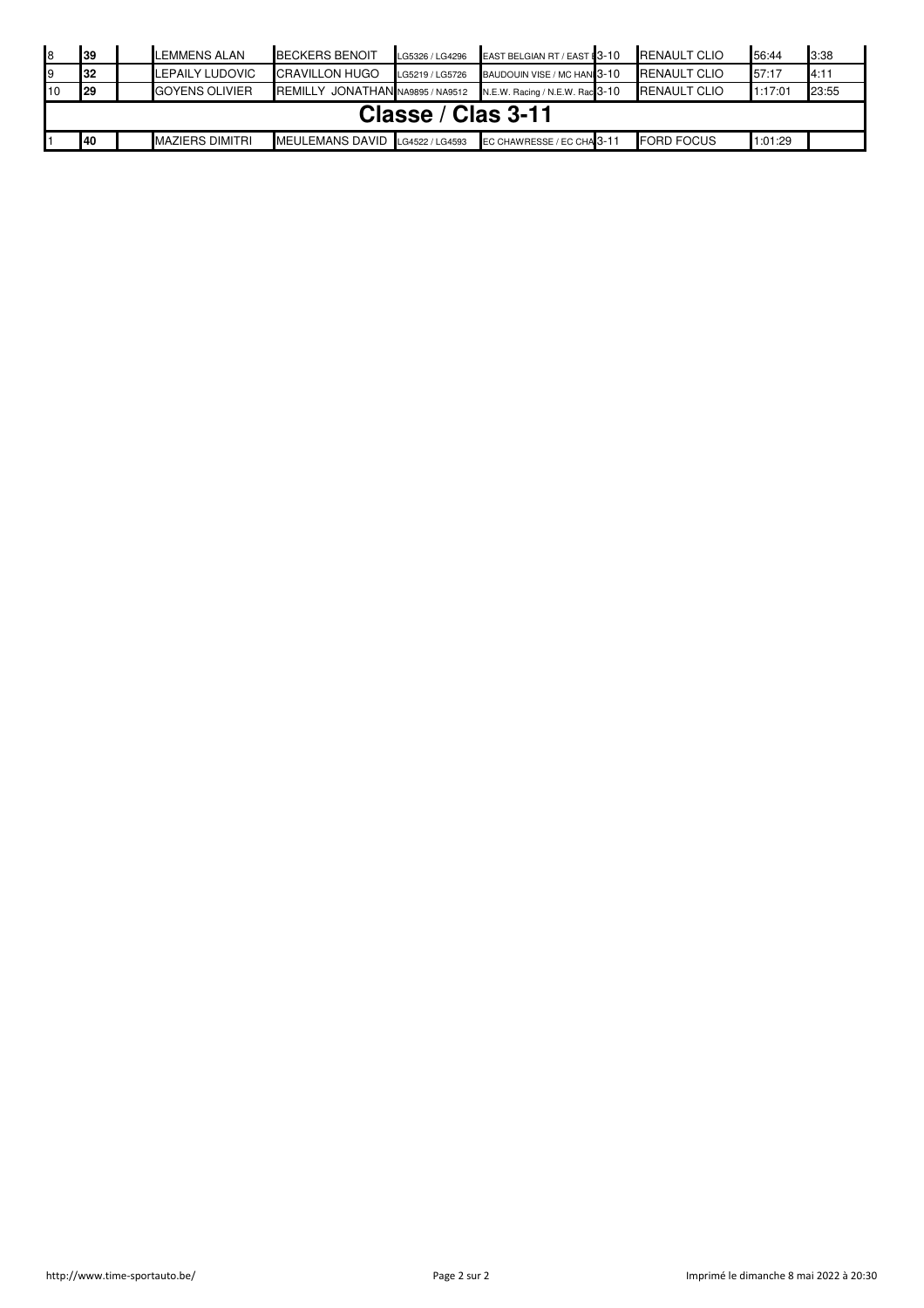| | | | | | | | | | | |
|---|---|---|---|---|---|---|---|---|---|---|
| 8 | 39 | | LEMMENS ALAN | BECKERS BENOIT | LG5326 / LG4296 | EAST BELGIAN RT / EAST B | 3-10 | RENAULT CLIO | 56:44 | 3:38 |
| 9 | 32 | | LEPAILY LUDOVIC | CRAVILLON HUGO | LG5219 / LG5726 | BAUDOUIN VISE / MC HAN | 3-10 | RENAULT CLIO | 57:17 | 4:11 |
| 10 | 29 | | GOYENS OLIVIER | REMILLY JONATHAN | NA9895 / NA9512 | N.E.W. Racing / N.E.W. Rac | 3-10 | RENAULT CLIO | 1:17:01 | 23:55 |
| **Classe / Clas 3-11** | | | | | | | | | | |
| 1 | 40 | | MAZIERS DIMITRI | MEULEMANS DAVID | LG4522 / LG4593 | EC CHAWRESSE / EC CHA | 3-11 | FORD FOCUS | 1:01:29 | |

http://www.time-sportauto.be/

Imprimé le dimanche 8 mai 2022 à 20:30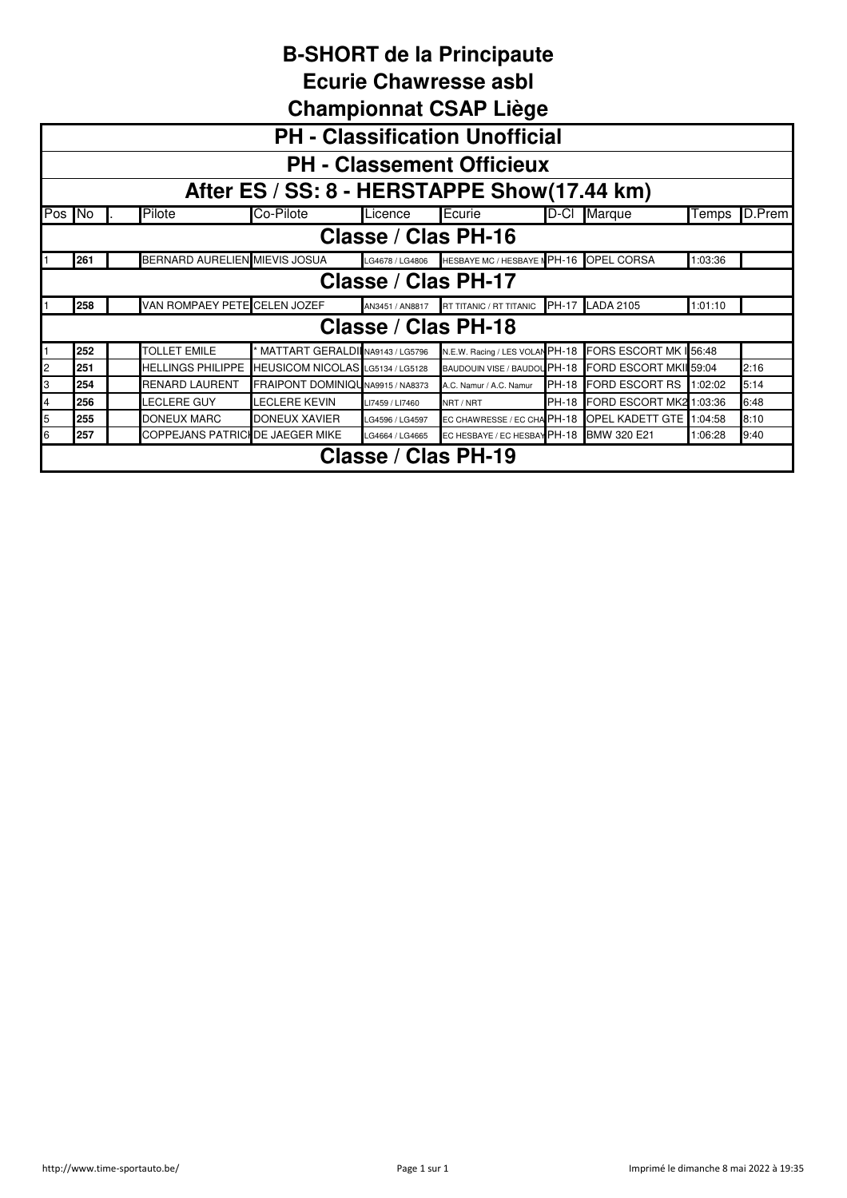# B-SHORT de la Principaute

## Ecurie Chawresse asbl

## Championnat CSAP Liège

### PH - Classification Unofficial

### PH - Classement Officieux

### After ES / SS: 8 - HERSTAPPE Show(17.44 km)

| Pos | No | . | Pilote | Co-Pilote | Licence | Ecurie | D-Cl | Marque | Temps | D.Prem |
|---|---|---|---|---|---|---|---|---|---|---|
| **Classe / Clas PH-16** | | | | | | | | | | |
| 1 | 261 | | BERNARD AURELIEN | MIEVIS JOSUA | LG4678 / LG4806 | HESBAYE MC / HESBAYE M | PH-16 | OPEL CORSA | 1:03:36 | |
| **Classe / Clas PH-17** | | | | | | | | | | |
| 1 | 258 | | VAN ROMPAEY PETE | CELEN JOZEF | AN3451 / AN8817 | RT TITANIC / RT TITANIC | PH-17 | LADA 2105 | 1:01:10 | |
| **Classe / Clas PH-18** | | | | | | | | | | |
| 1 | 252 | | TOLLET EMILE | * MATTART GERALDI | NA9143 / LG5796 | N.E.W. Racing / LES VOLAN | PH-18 | FORS ESCORT MK I | 56:48 | |
| 2 | 251 | | HELLINGS PHILIPPE | HEUSICOM NICOLAS | LG5134 / LG5128 | BAUDOUIN VISE / BAUDOU | PH-18 | FORD ESCORT MKII | 59:04 | 2:16 |
| 3 | 254 | | RENARD LAURENT | FRAIPONT DOMINIQU | NA9915 / NA8373 | A.C. Namur / A.C. Namur | PH-18 | FORD ESCORT RS | 1:02:02 | 5:14 |
| 4 | 256 | | LECLERE GUY | LECLERE KEVIN | LI7459 / LI7460 | NRT / NRT | PH-18 | FORD ESCORT MK2 | 1:03:36 | 6:48 |
| 5 | 255 | | DONEUX MARC | DONEUX XAVIER | LG4596 / LG4597 | EC CHAWRESSE / EC CHA | PH-18 | OPEL KADETT GTE | 1:04:58 | 8:10 |
| 6 | 257 | | COPPEJANS PATRICK | DE JAEGER MIKE | LG4664 / LG4665 | EC HESBAYE / EC HESBAY | PH-18 | BMW 320 E21 | 1:06:28 | 9:40 |
| **Classe / Clas PH-19** | | | | | | | | | | |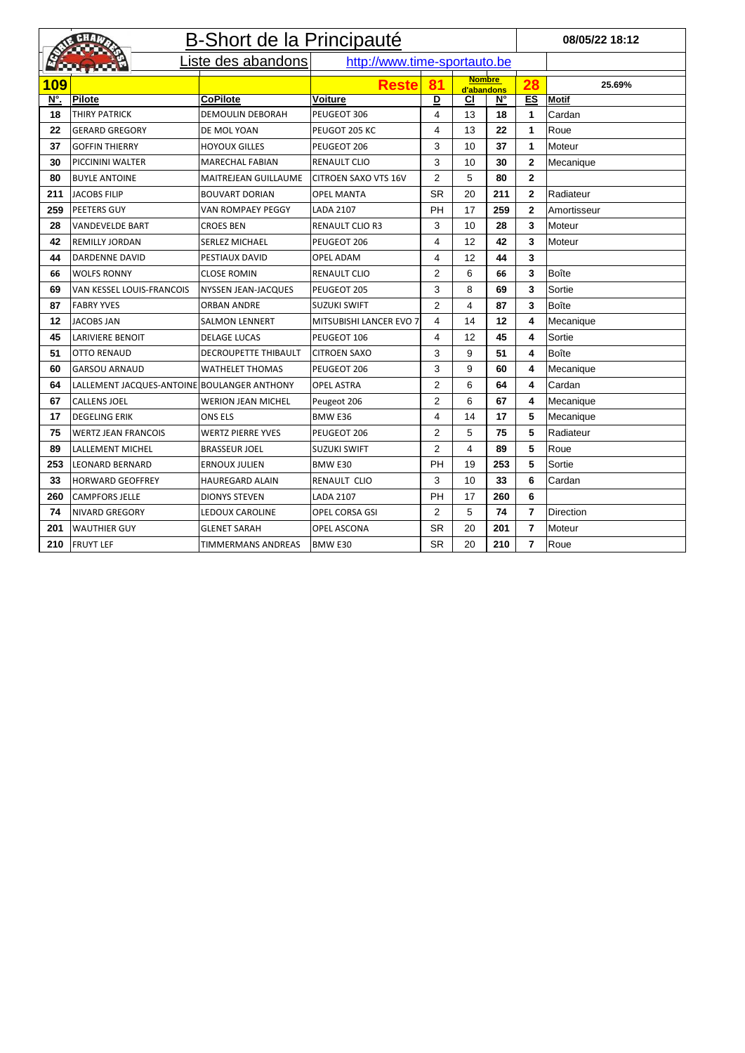# B-Short de la Principauté

**08/05/22 18:12**

Liste des abandons — http://www.time-sportauto.be

| 109 | | | Reste | 81 | Nombre d'abandons | | 28 | 25.69% |
|---|---|---|---|---|---|---|---|---|
| **N°.** | **Pilote** | **CoPilote** | **Voiture** | **D** | **Cl** | **N°** | **ES** | **Motif** |
| 18 | THIRY PATRICK | DEMOULIN DEBORAH | PEUGEOT 306 | 4 | 13 | 18 | 1 | Cardan |
| 22 | GERARD GREGORY | DE MOL YOAN | PEUGOT 205 KC | 4 | 13 | 22 | 1 | Roue |
| 37 | GOFFIN THIERRY | HOYOUX GILLES | PEUGEOT 206 | 3 | 10 | 37 | 1 | Moteur |
| 30 | PICCININI WALTER | MARECHAL FABIAN | RENAULT CLIO | 3 | 10 | 30 | 2 | Mecanique |
| 80 | BUYLE ANTOINE | MAITREJEAN GUILLAUME | CITROEN SAXO VTS 16V | 2 | 5 | 80 | 2 | |
| 211 | JACOBS FILIP | BOUVART DORIAN | OPEL MANTA | SR | 20 | 211 | 2 | Radiateur |
| 259 | PEETERS GUY | VAN ROMPAEY PEGGY | LADA 2107 | PH | 17 | 259 | 2 | Amortisseur |
| 28 | VANDEVELDE BART | CROES BEN | RENAULT CLIO R3 | 3 | 10 | 28 | 3 | Moteur |
| 42 | REMILLY JORDAN | SERLEZ MICHAEL | PEUGEOT 206 | 4 | 12 | 42 | 3 | Moteur |
| 44 | DARDENNE DAVID | PESTIAUX DAVID | OPEL ADAM | 4 | 12 | 44 | 3 | |
| 66 | WOLFS RONNY | CLOSE ROMIN | RENAULT CLIO | 2 | 6 | 66 | 3 | Boîte |
| 69 | VAN KESSEL LOUIS-FRANCOIS | NYSSEN JEAN-JACQUES | PEUGEOT 205 | 3 | 8 | 69 | 3 | Sortie |
| 87 | FABRY YVES | ORBAN ANDRE | SUZUKI SWIFT | 2 | 4 | 87 | 3 | Boîte |
| 12 | JACOBS JAN | SALMON LENNERT | MITSUBISHI LANCER EVO 7 | 4 | 14 | 12 | 4 | Mecanique |
| 45 | LARIVIERE BENOIT | DELAGE LUCAS | PEUGEOT 106 | 4 | 12 | 45 | 4 | Sortie |
| 51 | OTTO RENAUD | DECROUPETTE THIBAULT | CITROEN SAXO | 3 | 9 | 51 | 4 | Boîte |
| 60 | GARSOU ARNAUD | WATHELET THOMAS | PEUGEOT 206 | 3 | 9 | 60 | 4 | Mecanique |
| 64 | LALLEMENT JACQUES-ANTOINE | BOULANGER ANTHONY | OPEL ASTRA | 2 | 6 | 64 | 4 | Cardan |
| 67 | CALLENS JOEL | WERION JEAN MICHEL | Peugeot 206 | 2 | 6 | 67 | 4 | Mecanique |
| 17 | DEGELING ERIK | ONS ELS | BMW E36 | 4 | 14 | 17 | 5 | Mecanique |
| 75 | WERTZ JEAN FRANCOIS | WERTZ PIERRE YVES | PEUGEOT 206 | 2 | 5 | 75 | 5 | Radiateur |
| 89 | LALLEMENT MICHEL | BRASSEUR JOEL | SUZUKI SWIFT | 2 | 4 | 89 | 5 | Roue |
| 253 | LEONARD BERNARD | ERNOUX JULIEN | BMW E30 | PH | 19 | 253 | 5 | Sortie |
| 33 | HORWARD GEOFFREY | HAUREGARD ALAIN | RENAULT CLIO | 3 | 10 | 33 | 6 | Cardan |
| 260 | CAMPFORS JELLE | DIONYS STEVEN | LADA 2107 | PH | 17 | 260 | 6 | |
| 74 | NIVARD GREGORY | LEDOUX CAROLINE | OPEL CORSA GSI | 2 | 5 | 74 | 7 | Direction |
| 201 | WAUTHIER GUY | GLENET SARAH | OPEL ASCONA | SR | 20 | 201 | 7 | Moteur |
| 210 | FRUYT LEF | TIMMERMANS ANDREAS | BMW E30 | SR | 20 | 210 | 7 | Roue |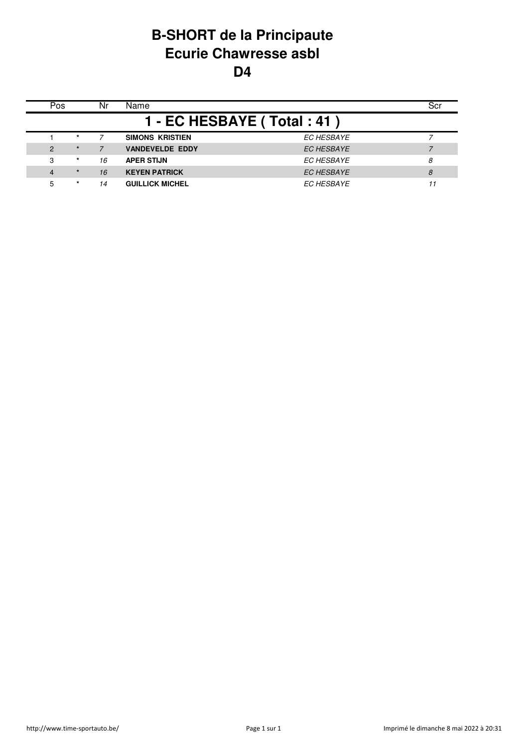# B-SHORT de la Principaute
# Ecurie Chawresse asbl
# D4

| Pos | | Nr | Name | | Scr |
|---|---|---|---|---|---|
| **1 - EC HESBAYE ( Total : 41 )** | | | | | |
| 1 | * | *7* | **SIMONS KRISTIEN** | *EC HESBAYE* | *7* |
| 2 | * | *7* | **VANDEVELDE EDDY** | *EC HESBAYE* | *7* |
| 3 | * | *16* | **APER STIJN** | *EC HESBAYE* | *8* |
| 4 | * | *16* | **KEYEN PATRICK** | *EC HESBAYE* | *8* |
| 5 | * | *14* | **GUILLICK MICHEL** | *EC HESBAYE* | *11* |

http://www.time-sportauto.be/

Imprimé le dimanche 8 mai 2022 à 20:31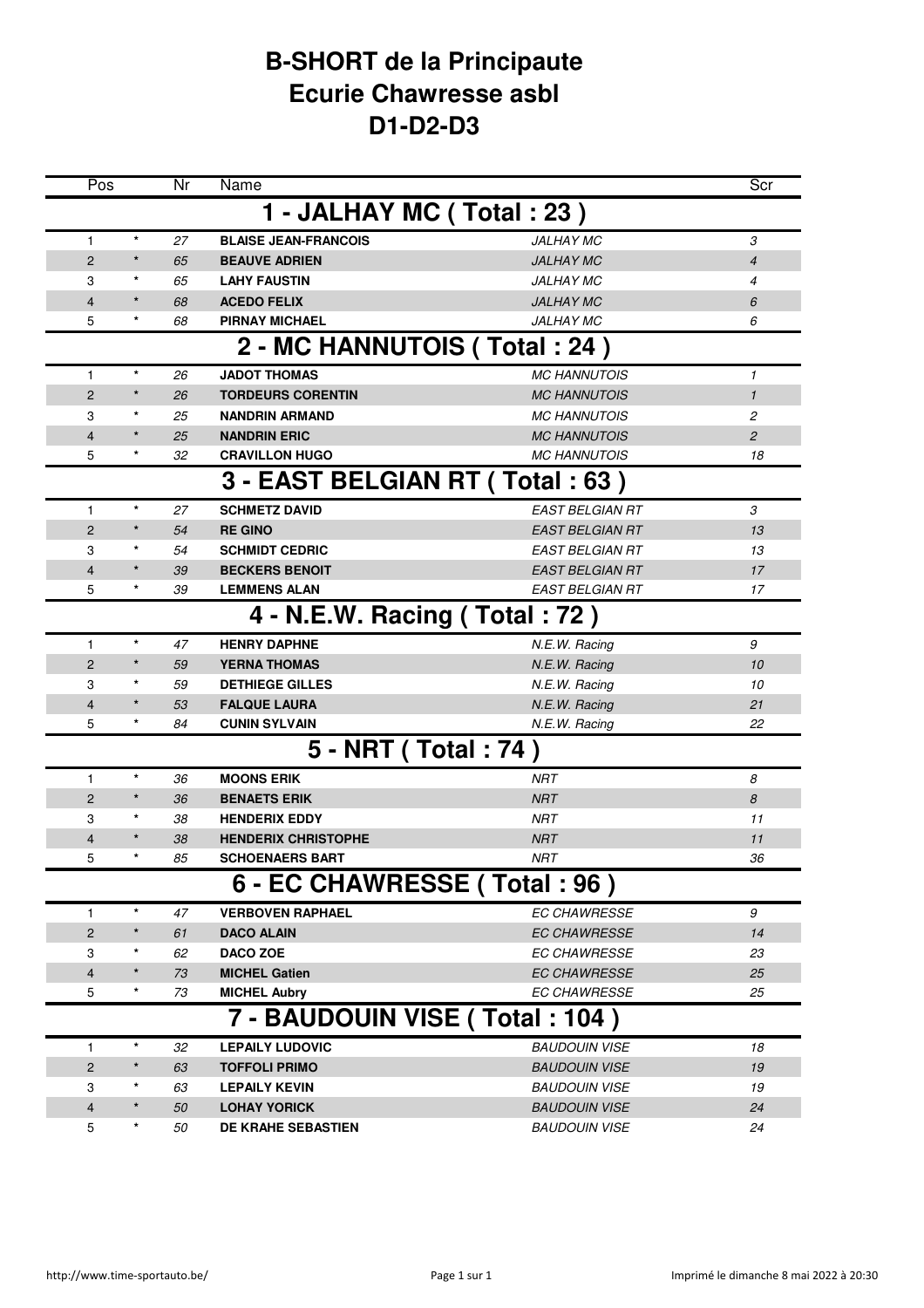# B-SHORT de la Principaute
# Ecurie Chawresse asbl
# D1-D2-D3

| Pos | | Nr | Name | | Scr |
|---|---|---|---|---|---|
| **1 - JALHAY MC ( Total : 23 )** | | | | | |
| 1 | * | 27 | **BLAISE JEAN-FRANCOIS** | *JALHAY MC* | 3 |
| 2 | * | 65 | **BEAUVE ADRIEN** | *JALHAY MC* | 4 |
| 3 | * | 65 | **LAHY FAUSTIN** | *JALHAY MC* | 4 |
| 4 | * | 68 | **ACEDO FELIX** | *JALHAY MC* | 6 |
| 5 | * | 68 | **PIRNAY MICHAEL** | *JALHAY MC* | 6 |
| **2 - MC HANNUTOIS ( Total : 24 )** | | | | | |
| 1 | * | 26 | **JADOT THOMAS** | *MC HANNUTOIS* | 1 |
| 2 | * | 26 | **TORDEURS CORENTIN** | *MC HANNUTOIS* | 1 |
| 3 | * | 25 | **NANDRIN ARMAND** | *MC HANNUTOIS* | 2 |
| 4 | * | 25 | **NANDRIN ERIC** | *MC HANNUTOIS* | 2 |
| 5 | * | 32 | **CRAVILLON HUGO** | *MC HANNUTOIS* | 18 |
| **3 - EAST BELGIAN RT ( Total : 63 )** | | | | | |
| 1 | * | 27 | **SCHMETZ DAVID** | *EAST BELGIAN RT* | 3 |
| 2 | * | 54 | **RE GINO** | *EAST BELGIAN RT* | 13 |
| 3 | * | 54 | **SCHMIDT CEDRIC** | *EAST BELGIAN RT* | 13 |
| 4 | * | 39 | **BECKERS BENOIT** | *EAST BELGIAN RT* | 17 |
| 5 | * | 39 | **LEMMENS ALAN** | *EAST BELGIAN RT* | 17 |
| **4 - N.E.W. Racing ( Total : 72 )** | | | | | |
| 1 | * | 47 | **HENRY DAPHNE** | *N.E.W. Racing* | 9 |
| 2 | * | 59 | **YERNA THOMAS** | *N.E.W. Racing* | 10 |
| 3 | * | 59 | **DETHIEGE GILLES** | *N.E.W. Racing* | 10 |
| 4 | * | 53 | **FALQUE LAURA** | *N.E.W. Racing* | 21 |
| 5 | * | 84 | **CUNIN SYLVAIN** | *N.E.W. Racing* | 22 |
| **5 - NRT ( Total : 74 )** | | | | | |
| 1 | * | 36 | **MOONS ERIK** | *NRT* | 8 |
| 2 | * | 36 | **BENAETS ERIK** | *NRT* | 8 |
| 3 | * | 38 | **HENDERIX EDDY** | *NRT* | 11 |
| 4 | * | 38 | **HENDERIX CHRISTOPHE** | *NRT* | 11 |
| 5 | * | 85 | **SCHOENAERS BART** | *NRT* | 36 |
| **6 - EC CHAWRESSE ( Total : 96 )** | | | | | |
| 1 | * | 47 | **VERBOVEN RAPHAEL** | *EC CHAWRESSE* | 9 |
| 2 | * | 61 | **DACO ALAIN** | *EC CHAWRESSE* | 14 |
| 3 | * | 62 | **DACO ZOE** | *EC CHAWRESSE* | 23 |
| 4 | * | 73 | **MICHEL Gatien** | *EC CHAWRESSE* | 25 |
| 5 | * | 73 | **MICHEL Aubry** | *EC CHAWRESSE* | 25 |
| **7 - BAUDOUIN VISE ( Total : 104 )** | | | | | |
| 1 | * | 32 | **LEPAILY LUDOVIC** | *BAUDOUIN VISE* | 18 |
| 2 | * | 63 | **TOFFOLI PRIMO** | *BAUDOUIN VISE* | 19 |
| 3 | * | 63 | **LEPAILY KEVIN** | *BAUDOUIN VISE* | 19 |
| 4 | * | 50 | **LOHAY YORICK** | *BAUDOUIN VISE* | 24 |
| 5 | * | 50 | **DE KRAHE SEBASTIEN** | *BAUDOUIN VISE* | 24 |

http://www.time-sportauto.be/ Imprimé le dimanche 8 mai 2022 à 20:30